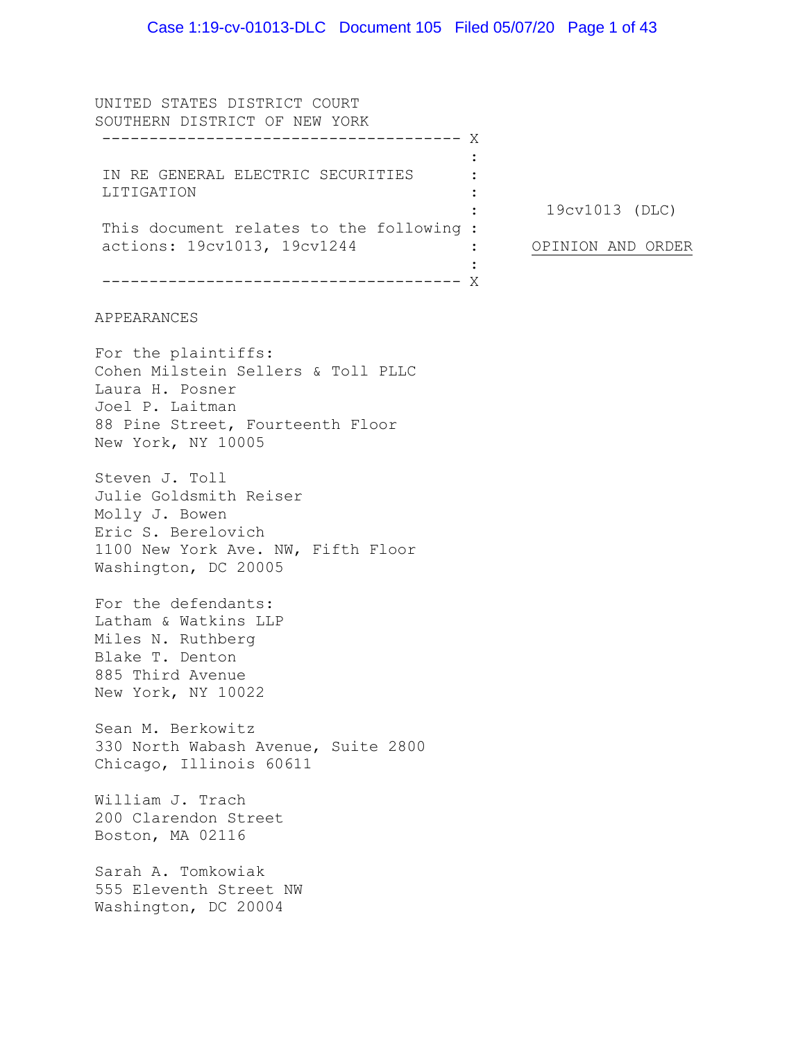UNITED STATES DISTRICT COURT
SOUTHERN DISTRICT OF NEW YORK

IN RE GENERAL ELECTRIC SECURITIES LITIGATION

This document relates to the following actions: 19cv1013, 19cv1244

19cv1013 (DLC)

OPINION AND ORDER

APPEARANCES

For the plaintiffs:
Cohen Milstein Sellers & Toll PLLC
Laura H. Posner
Joel P. Laitman
88 Pine Street, Fourteenth Floor
New York, NY 10005

Steven J. Toll
Julie Goldsmith Reiser
Molly J. Bowen
Eric S. Berelovich
1100 New York Ave. NW, Fifth Floor
Washington, DC 20005

For the defendants:
Latham & Watkins LLP
Miles N. Ruthberg
Blake T. Denton
885 Third Avenue
New York, NY 10022

Sean M. Berkowitz
330 North Wabash Avenue, Suite 2800
Chicago, Illinois 60611

William J. Trach
200 Clarendon Street
Boston, MA 02116

Sarah A. Tomkowiak
555 Eleventh Street NW
Washington, DC 20004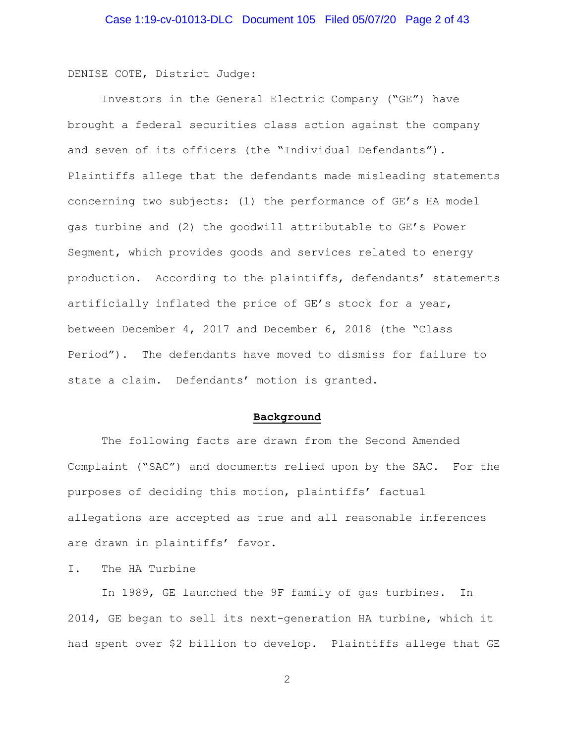DENISE COTE, District Judge:

Investors in the General Electric Company ("GE") have brought a federal securities class action against the company and seven of its officers (the "Individual Defendants"). Plaintiffs allege that the defendants made misleading statements concerning two subjects: (1) the performance of GE's HA model gas turbine and (2) the goodwill attributable to GE's Power Segment, which provides goods and services related to energy production. According to the plaintiffs, defendants' statements artificially inflated the price of GE's stock for a year, between December 4, 2017 and December 6, 2018 (the "Class Period"). The defendants have moved to dismiss for failure to state a claim. Defendants' motion is granted.

## Background

The following facts are drawn from the Second Amended Complaint ("SAC") and documents relied upon by the SAC. For the purposes of deciding this motion, plaintiffs' factual allegations are accepted as true and all reasonable inferences are drawn in plaintiffs' favor.

### I. The HA Turbine

In 1989, GE launched the 9F family of gas turbines. In 2014, GE began to sell its next-generation HA turbine, which it had spent over $2 billion to develop. Plaintiffs allege that GE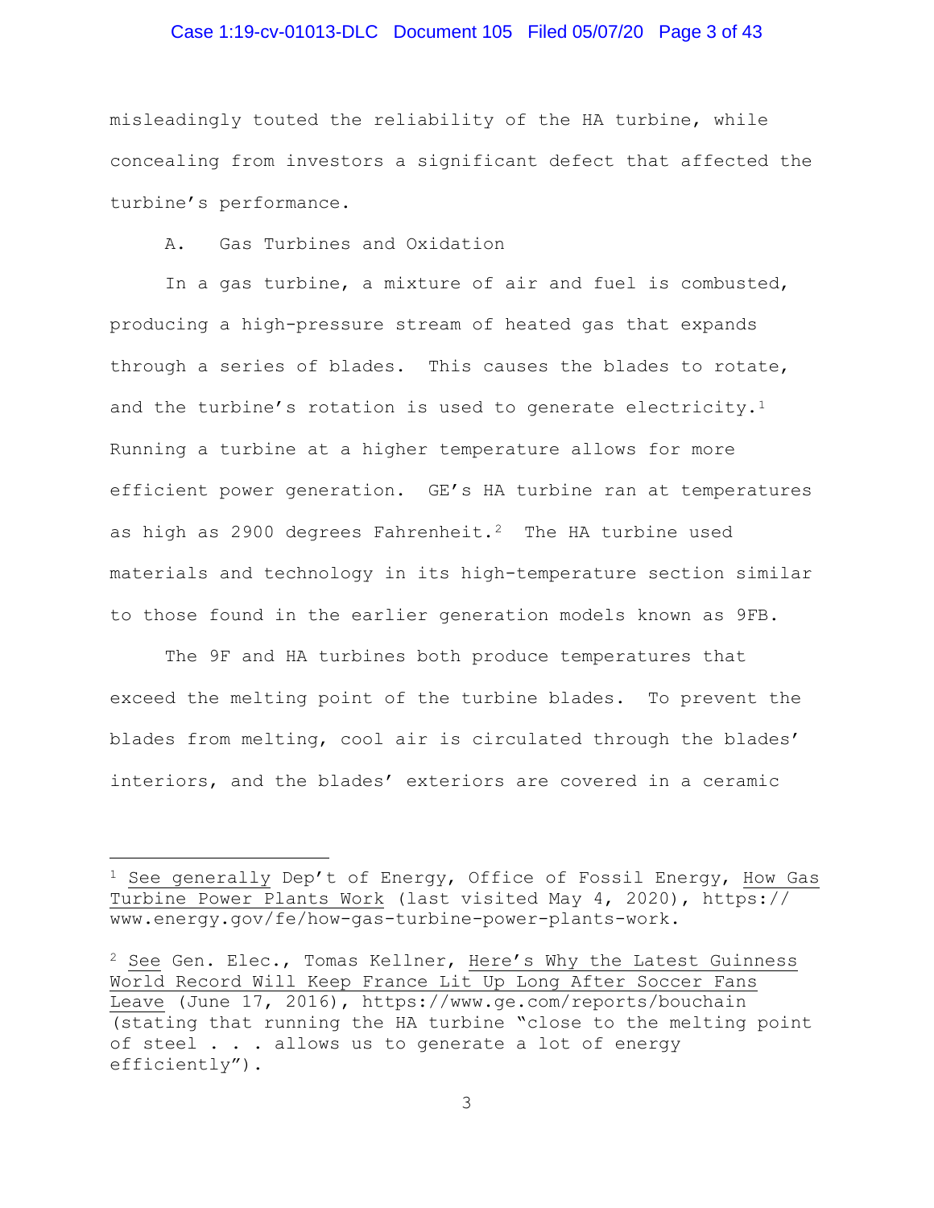misleadingly touted the reliability of the HA turbine, while concealing from investors a significant defect that affected the turbine's performance.

### A. Gas Turbines and Oxidation

In a gas turbine, a mixture of air and fuel is combusted, producing a high-pressure stream of heated gas that expands through a series of blades. This causes the blades to rotate, and the turbine's rotation is used to generate electricity.[1] Running a turbine at a higher temperature allows for more efficient power generation. GE's HA turbine ran at temperatures as high as 2900 degrees Fahrenheit.[2] The HA turbine used materials and technology in its high-temperature section similar to those found in the earlier generation models known as 9FB.

The 9F and HA turbines both produce temperatures that exceed the melting point of the turbine blades. To prevent the blades from melting, cool air is circulated through the blades' interiors, and the blades' exteriors are covered in a ceramic

---

[1] See generally Dep't of Energy, Office of Fossil Energy, How Gas Turbine Power Plants Work (last visited May 4, 2020), https://www.energy.gov/fe/how-gas-turbine-power-plants-work.

[2] See Gen. Elec., Tomas Kellner, Here's Why the Latest Guinness World Record Will Keep France Lit Up Long After Soccer Fans Leave (June 17, 2016), https://www.ge.com/reports/bouchain (stating that running the HA turbine "close to the melting point of steel . . . allows us to generate a lot of energy efficiently").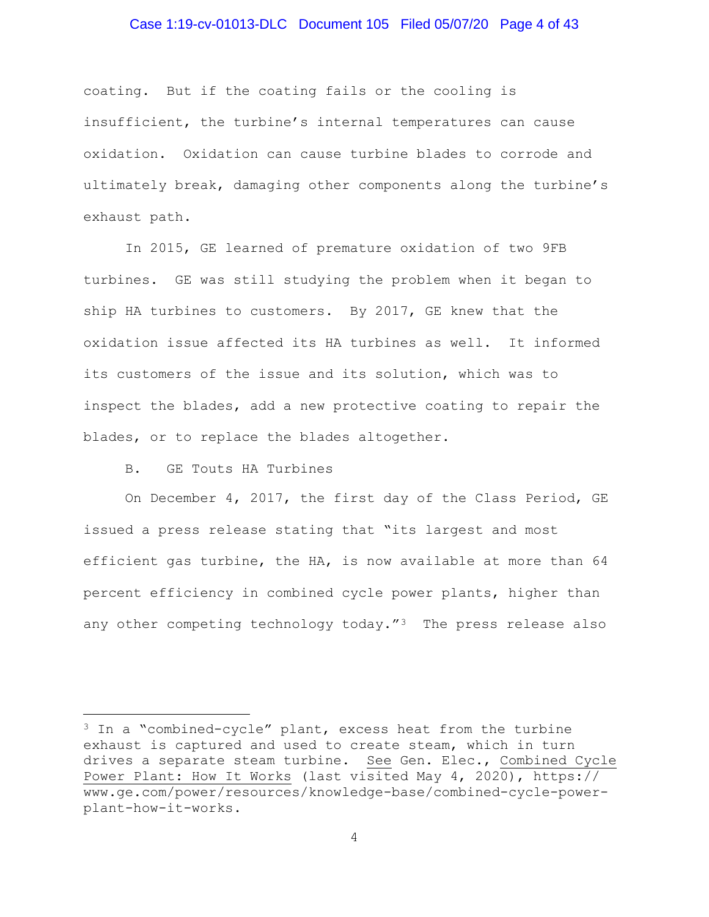coating. But if the coating fails or the cooling is insufficient, the turbine's internal temperatures can cause oxidation. Oxidation can cause turbine blades to corrode and ultimately break, damaging other components along the turbine's exhaust path.

In 2015, GE learned of premature oxidation of two 9FB turbines. GE was still studying the problem when it began to ship HA turbines to customers. By 2017, GE knew that the oxidation issue affected its HA turbines as well. It informed its customers of the issue and its solution, which was to inspect the blades, add a new protective coating to repair the blades, or to replace the blades altogether.

### B. GE Touts HA Turbines

On December 4, 2017, the first day of the Class Period, GE issued a press release stating that "its largest and most efficient gas turbine, the HA, is now available at more than 64 percent efficiency in combined cycle power plants, higher than any other competing technology today."[3] The press release also

---

[3] In a "combined-cycle" plant, excess heat from the turbine exhaust is captured and used to create steam, which in turn drives a separate steam turbine. See Gen. Elec., Combined Cycle Power Plant: How It Works (last visited May 4, 2020), https://www.ge.com/power/resources/knowledge-base/combined-cycle-power-plant-how-it-works.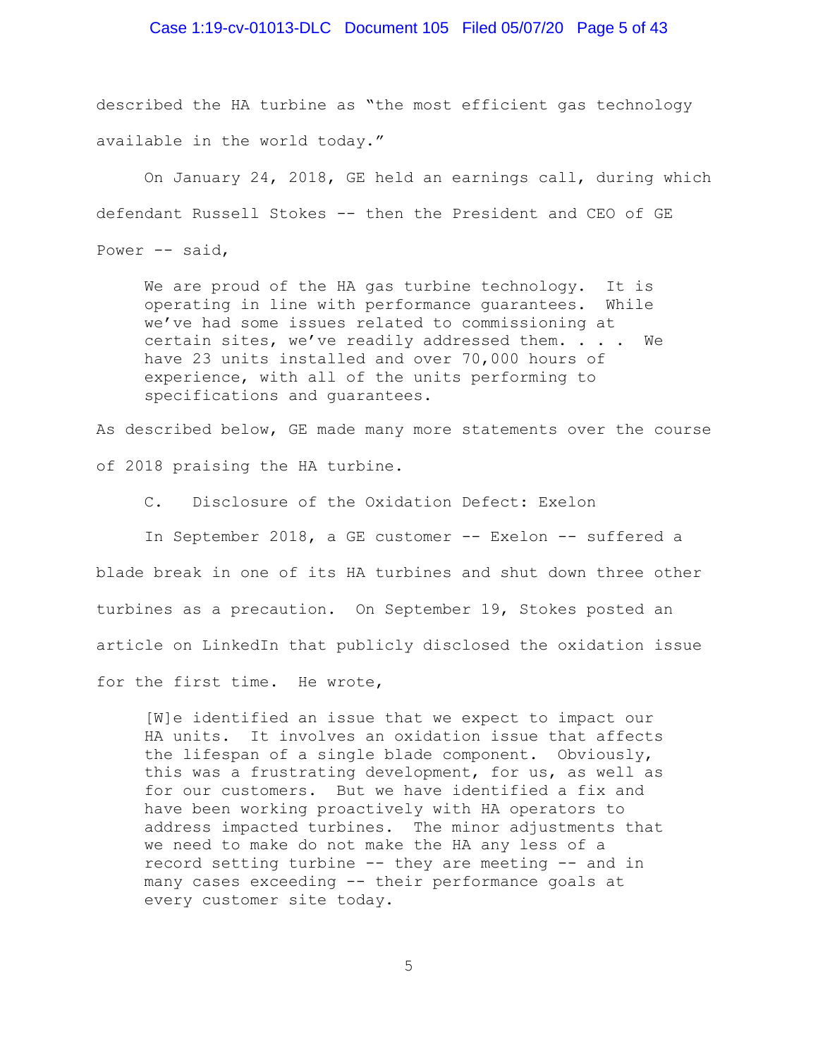described the HA turbine as "the most efficient gas technology available in the world today."

On January 24, 2018, GE held an earnings call, during which defendant Russell Stokes -- then the President and CEO of GE Power -- said,

> We are proud of the HA gas turbine technology. It is operating in line with performance guarantees. While we've had some issues related to commissioning at certain sites, we've readily addressed them. . . . We have 23 units installed and over 70,000 hours of experience, with all of the units performing to specifications and guarantees.

As described below, GE made many more statements over the course of 2018 praising the HA turbine.

### C. Disclosure of the Oxidation Defect: Exelon

In September 2018, a GE customer -- Exelon -- suffered a blade break in one of its HA turbines and shut down three other turbines as a precaution. On September 19, Stokes posted an article on LinkedIn that publicly disclosed the oxidation issue for the first time. He wrote,

> [W]e identified an issue that we expect to impact our HA units. It involves an oxidation issue that affects the lifespan of a single blade component. Obviously, this was a frustrating development, for us, as well as for our customers. But we have identified a fix and have been working proactively with HA operators to address impacted turbines. The minor adjustments that we need to make do not make the HA any less of a record setting turbine -- they are meeting -- and in many cases exceeding -- their performance goals at every customer site today.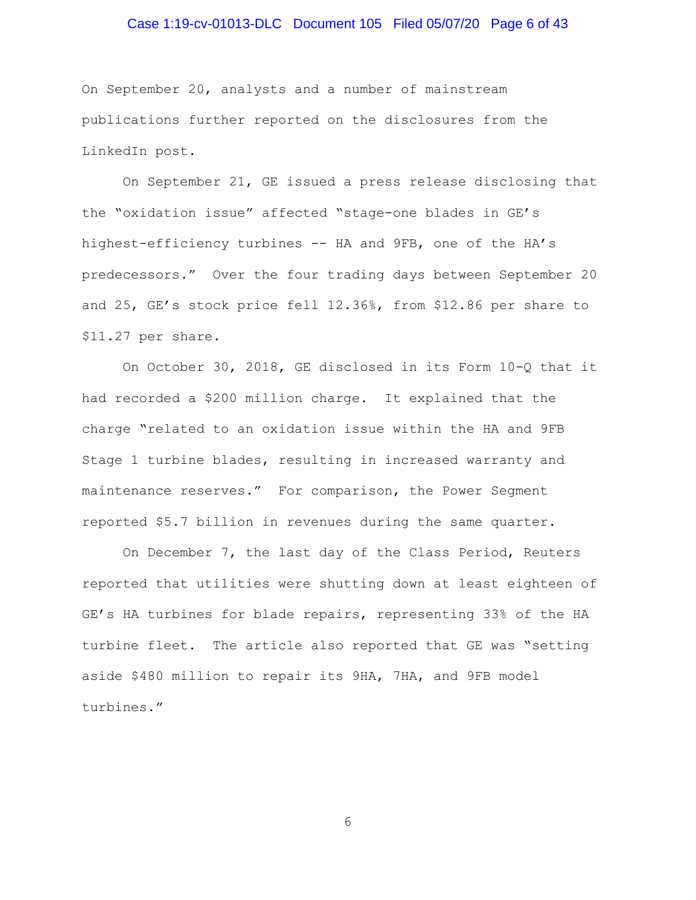On September 20, analysts and a number of mainstream publications further reported on the disclosures from the LinkedIn post.

On September 21, GE issued a press release disclosing that the "oxidation issue" affected "stage-one blades in GE's highest-efficiency turbines -- HA and 9FB, one of the HA's predecessors." Over the four trading days between September 20 and 25, GE's stock price fell 12.36%, from $12.86 per share to $11.27 per share.

On October 30, 2018, GE disclosed in its Form 10-Q that it had recorded a $200 million charge. It explained that the charge "related to an oxidation issue within the HA and 9FB Stage 1 turbine blades, resulting in increased warranty and maintenance reserves." For comparison, the Power Segment reported $5.7 billion in revenues during the same quarter.

On December 7, the last day of the Class Period, Reuters reported that utilities were shutting down at least eighteen of GE's HA turbines for blade repairs, representing 33% of the HA turbine fleet. The article also reported that GE was "setting aside $480 million to repair its 9HA, 7HA, and 9FB model turbines."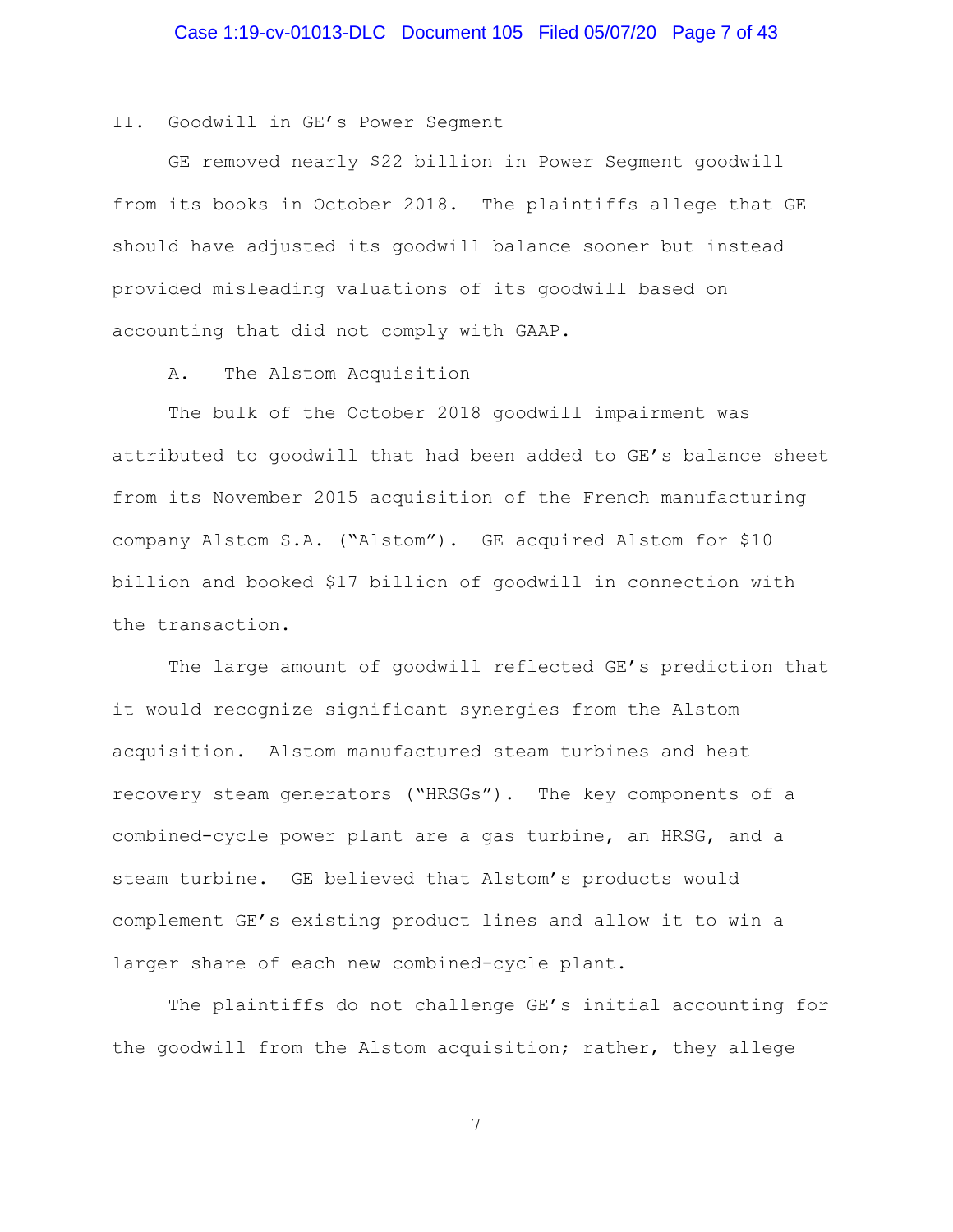## II. Goodwill in GE's Power Segment

GE removed nearly $22 billion in Power Segment goodwill from its books in October 2018. The plaintiffs allege that GE should have adjusted its goodwill balance sooner but instead provided misleading valuations of its goodwill based on accounting that did not comply with GAAP.

### A. The Alstom Acquisition

The bulk of the October 2018 goodwill impairment was attributed to goodwill that had been added to GE's balance sheet from its November 2015 acquisition of the French manufacturing company Alstom S.A. ("Alstom"). GE acquired Alstom for $10 billion and booked $17 billion of goodwill in connection with the transaction.

The large amount of goodwill reflected GE's prediction that it would recognize significant synergies from the Alstom acquisition. Alstom manufactured steam turbines and heat recovery steam generators ("HRSGs"). The key components of a combined-cycle power plant are a gas turbine, an HRSG, and a steam turbine. GE believed that Alstom's products would complement GE's existing product lines and allow it to win a larger share of each new combined-cycle plant.

The plaintiffs do not challenge GE's initial accounting for the goodwill from the Alstom acquisition; rather, they allege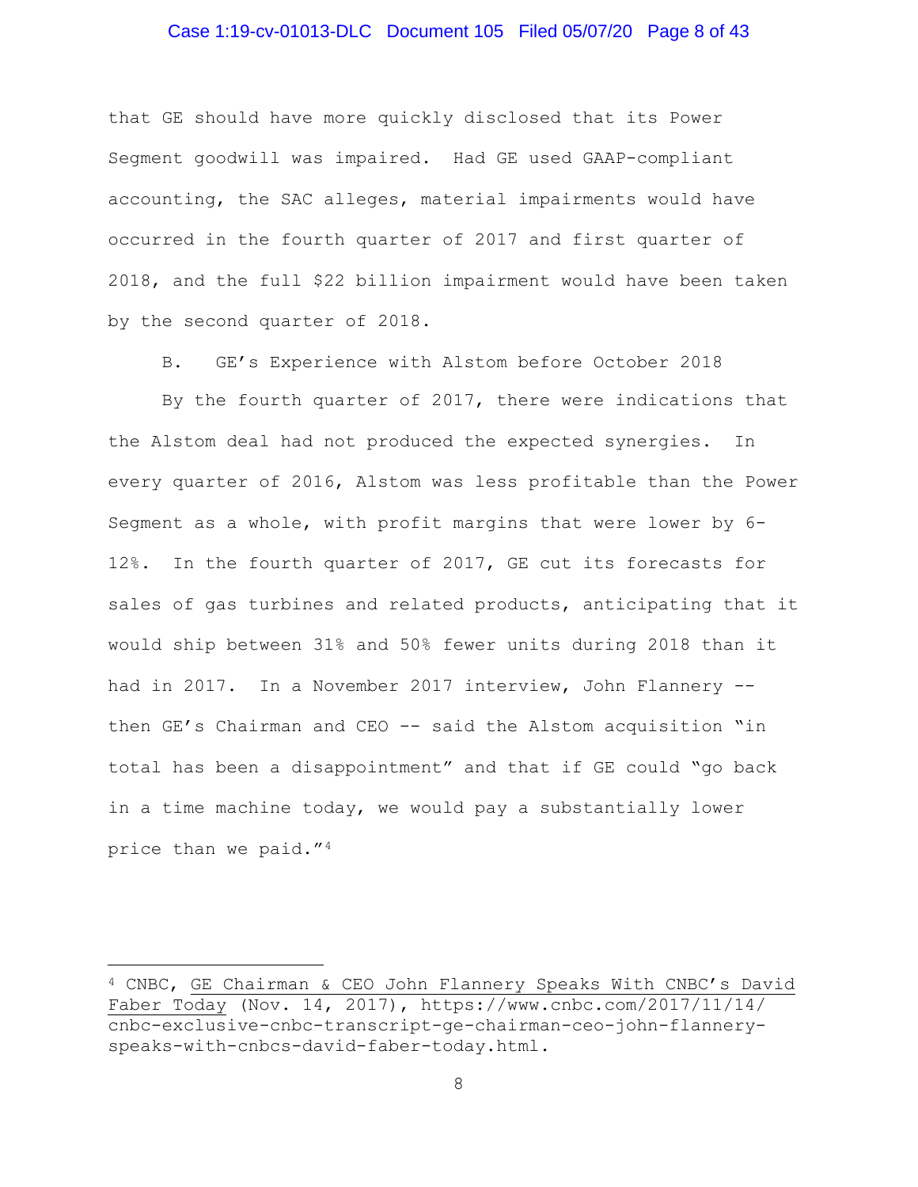that GE should have more quickly disclosed that its Power Segment goodwill was impaired. Had GE used GAAP-compliant accounting, the SAC alleges, material impairments would have occurred in the fourth quarter of 2017 and first quarter of 2018, and the full $22 billion impairment would have been taken by the second quarter of 2018.

### B. GE's Experience with Alstom before October 2018

By the fourth quarter of 2017, there were indications that the Alstom deal had not produced the expected synergies. In every quarter of 2016, Alstom was less profitable than the Power Segment as a whole, with profit margins that were lower by 6-12%. In the fourth quarter of 2017, GE cut its forecasts for sales of gas turbines and related products, anticipating that it would ship between 31% and 50% fewer units during 2018 than it had in 2017. In a November 2017 interview, John Flannery -- then GE's Chairman and CEO -- said the Alstom acquisition "in total has been a disappointment" and that if GE could "go back in a time machine today, we would pay a substantially lower price than we paid."[4]

---

[4] CNBC, GE Chairman & CEO John Flannery Speaks With CNBC's David Faber Today (Nov. 14, 2017), https://www.cnbc.com/2017/11/14/cnbc-exclusive-cnbc-transcript-ge-chairman-ceo-john-flannery-speaks-with-cnbcs-david-faber-today.html.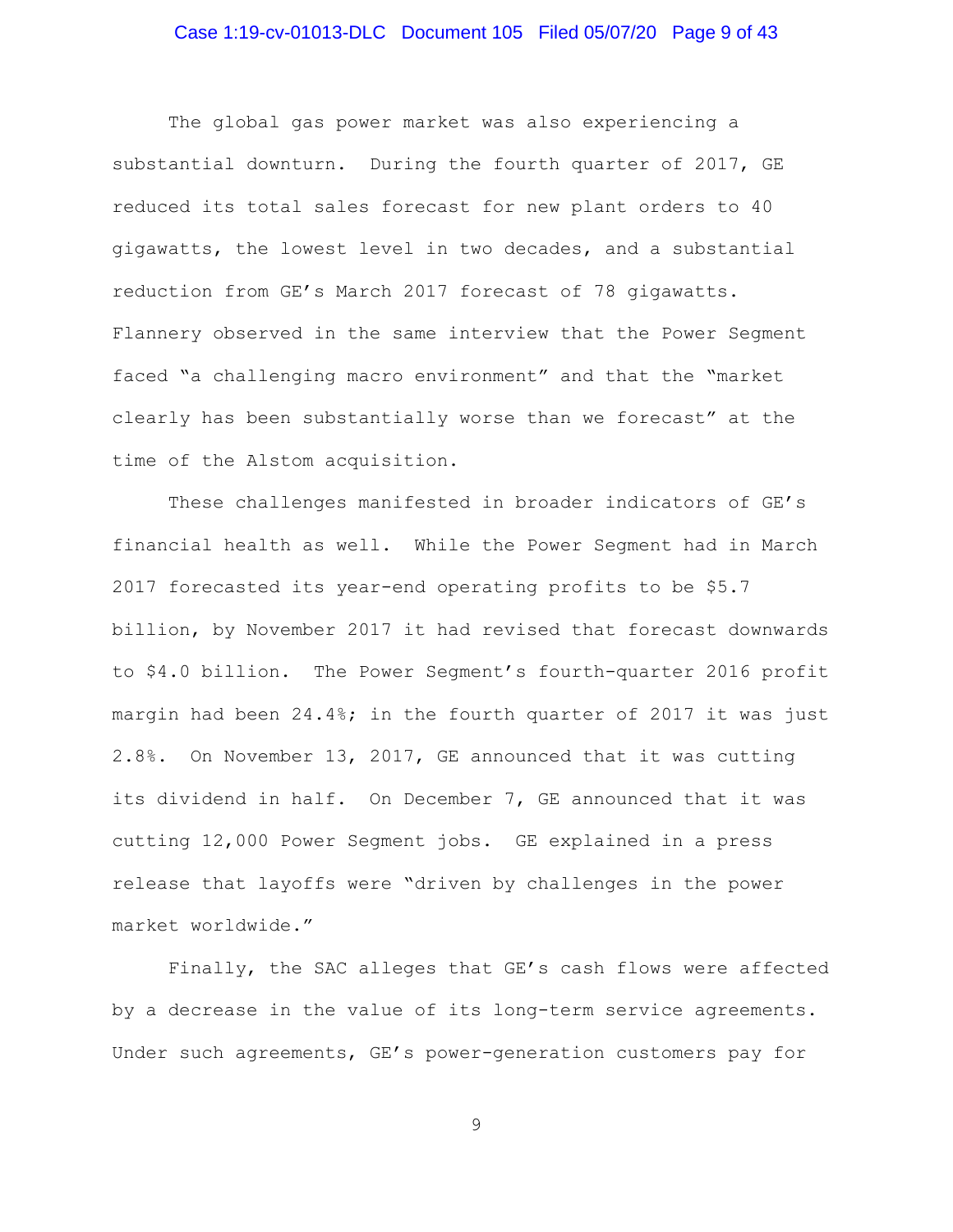The global gas power market was also experiencing a substantial downturn. During the fourth quarter of 2017, GE reduced its total sales forecast for new plant orders to 40 gigawatts, the lowest level in two decades, and a substantial reduction from GE's March 2017 forecast of 78 gigawatts. Flannery observed in the same interview that the Power Segment faced "a challenging macro environment" and that the "market clearly has been substantially worse than we forecast" at the time of the Alstom acquisition.

These challenges manifested in broader indicators of GE's financial health as well. While the Power Segment had in March 2017 forecasted its year-end operating profits to be $5.7 billion, by November 2017 it had revised that forecast downwards to $4.0 billion. The Power Segment's fourth-quarter 2016 profit margin had been 24.4%; in the fourth quarter of 2017 it was just 2.8%. On November 13, 2017, GE announced that it was cutting its dividend in half. On December 7, GE announced that it was cutting 12,000 Power Segment jobs. GE explained in a press release that layoffs were "driven by challenges in the power market worldwide."

Finally, the SAC alleges that GE's cash flows were affected by a decrease in the value of its long-term service agreements. Under such agreements, GE's power-generation customers pay for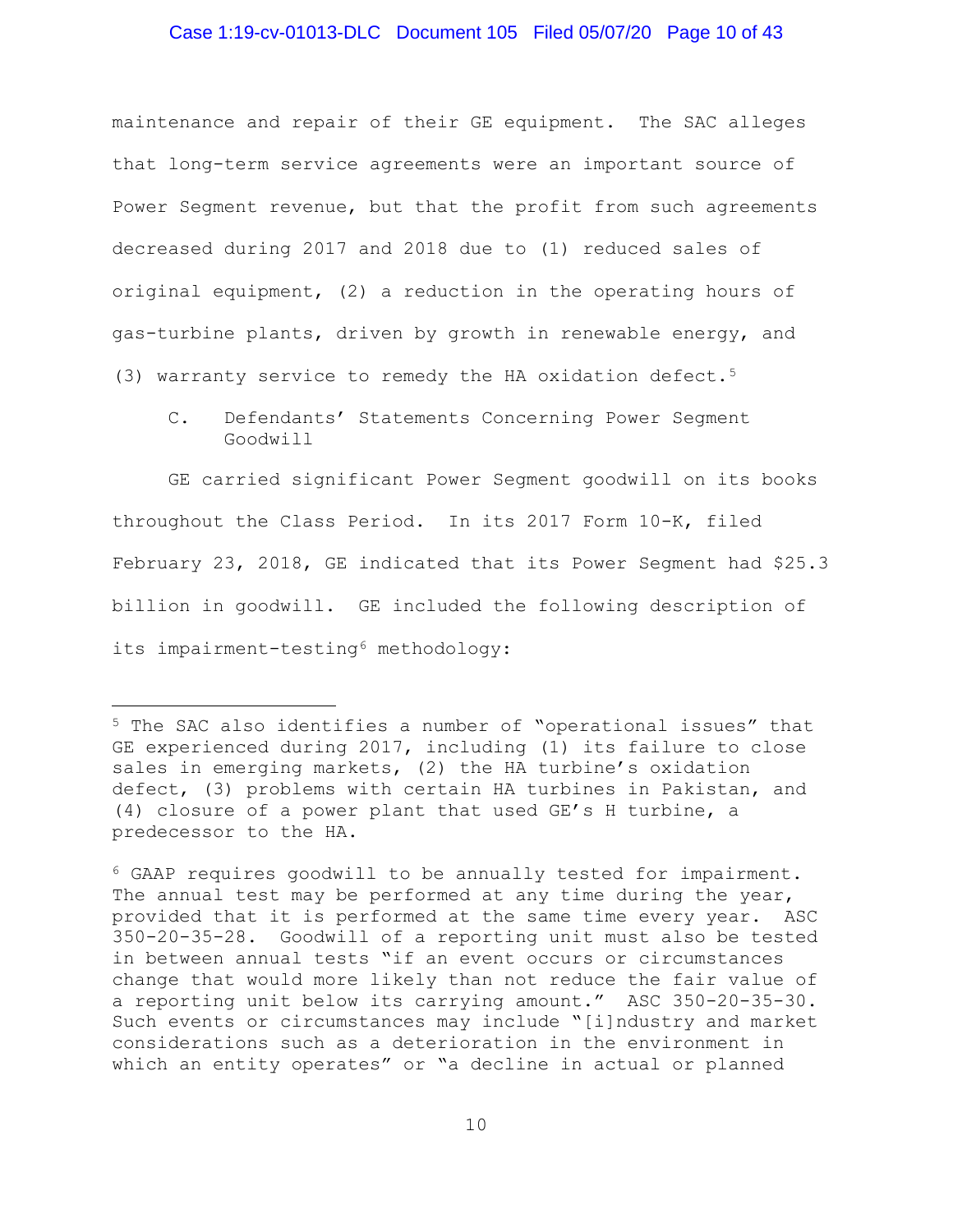maintenance and repair of their GE equipment. The SAC alleges that long-term service agreements were an important source of Power Segment revenue, but that the profit from such agreements decreased during 2017 and 2018 due to (1) reduced sales of original equipment, (2) a reduction in the operating hours of gas-turbine plants, driven by growth in renewable energy, and (3) warranty service to remedy the HA oxidation defect.[5]

### C. Defendants' Statements Concerning Power Segment Goodwill

GE carried significant Power Segment goodwill on its books throughout the Class Period. In its 2017 Form 10-K, filed February 23, 2018, GE indicated that its Power Segment had $25.3 billion in goodwill. GE included the following description of its impairment-testing[6] methodology:

---

[5] The SAC also identifies a number of "operational issues" that GE experienced during 2017, including (1) its failure to close sales in emerging markets, (2) the HA turbine's oxidation defect, (3) problems with certain HA turbines in Pakistan, and (4) closure of a power plant that used GE's H turbine, a predecessor to the HA.

[6] GAAP requires goodwill to be annually tested for impairment. The annual test may be performed at any time during the year, provided that it is performed at the same time every year. ASC 350-20-35-28. Goodwill of a reporting unit must also be tested in between annual tests "if an event occurs or circumstances change that would more likely than not reduce the fair value of a reporting unit below its carrying amount." ASC 350-20-35-30. Such events or circumstances may include "[i]ndustry and market considerations such as a deterioration in the environment in which an entity operates" or "a decline in actual or planned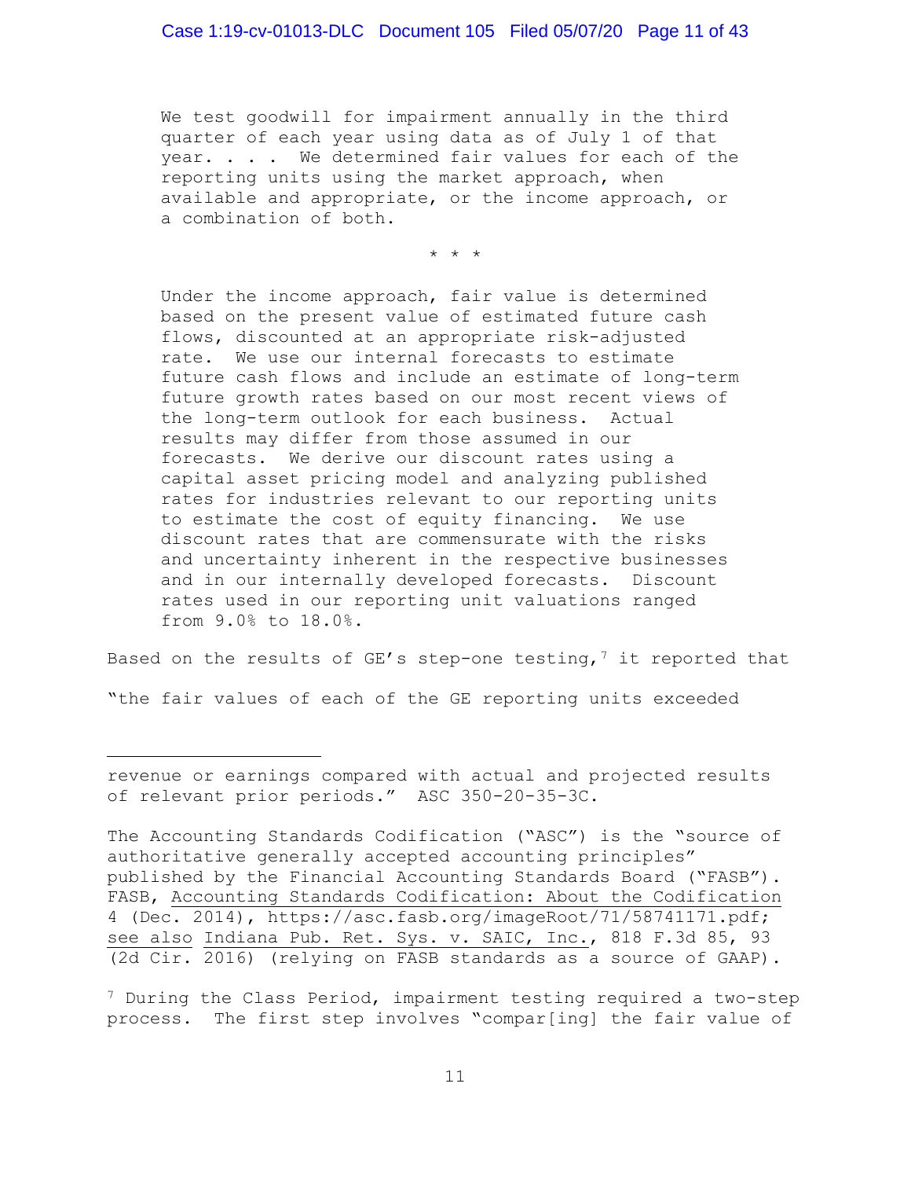> We test goodwill for impairment annually in the third quarter of each year using data as of July 1 of that year. . . . We determined fair values for each of the reporting units using the market approach, when available and appropriate, or the income approach, or a combination of both.
>
> \* \* \*
>
> Under the income approach, fair value is determined based on the present value of estimated future cash flows, discounted at an appropriate risk-adjusted rate. We use our internal forecasts to estimate future cash flows and include an estimate of long-term future growth rates based on our most recent views of the long-term outlook for each business. Actual results may differ from those assumed in our forecasts. We derive our discount rates using a capital asset pricing model and analyzing published rates for industries relevant to our reporting units to estimate the cost of equity financing. We use discount rates that are commensurate with the risks and uncertainty inherent in the respective businesses and in our internally developed forecasts. Discount rates used in our reporting unit valuations ranged from 9.0% to 18.0%.

Based on the results of GE's step-one testing,[7] it reported that "the fair values of each of the GE reporting units exceeded

---

revenue or earnings compared with actual and projected results of relevant prior periods." ASC 350-20-35-3C.

The Accounting Standards Codification ("ASC") is the "source of authoritative generally accepted accounting principles" published by the Financial Accounting Standards Board ("FASB"). FASB, Accounting Standards Codification: About the Codification 4 (Dec. 2014), https://asc.fasb.org/imageRoot/71/58741171.pdf; see also Indiana Pub. Ret. Sys. v. SAIC, Inc., 818 F.3d 85, 93 (2d Cir. 2016) (relying on FASB standards as a source of GAAP).

[7] During the Class Period, impairment testing required a two-step process. The first step involves "compar[ing] the fair value of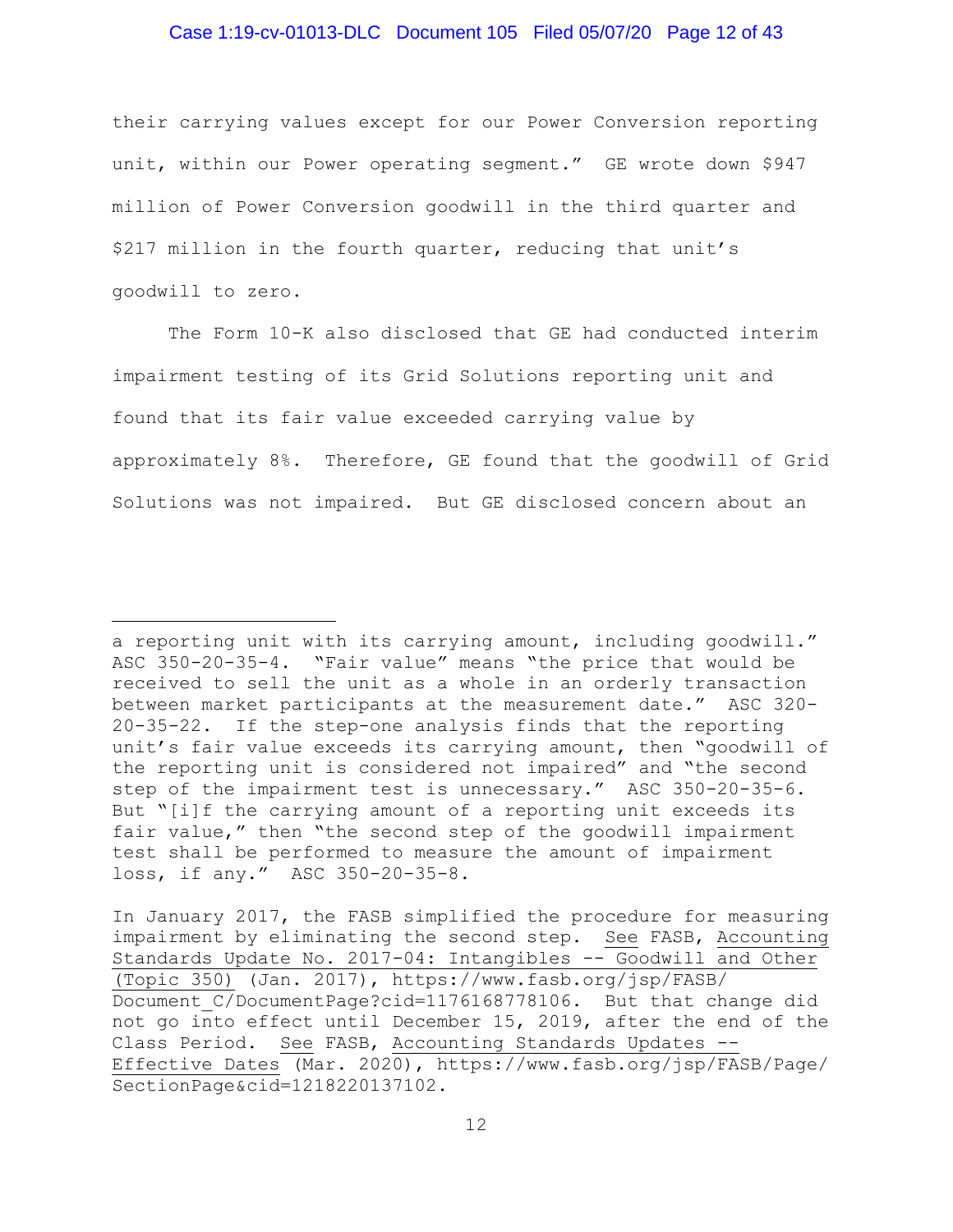their carrying values except for our Power Conversion reporting unit, within our Power operating segment." GE wrote down $947 million of Power Conversion goodwill in the third quarter and $217 million in the fourth quarter, reducing that unit's goodwill to zero.

The Form 10-K also disclosed that GE had conducted interim impairment testing of its Grid Solutions reporting unit and found that its fair value exceeded carrying value by approximately 8%. Therefore, GE found that the goodwill of Grid Solutions was not impaired. But GE disclosed concern about an

---

a reporting unit with its carrying amount, including goodwill." ASC 350-20-35-4. "Fair value" means "the price that would be received to sell the unit as a whole in an orderly transaction between market participants at the measurement date." ASC 320-20-35-22. If the step-one analysis finds that the reporting unit's fair value exceeds its carrying amount, then "goodwill of the reporting unit is considered not impaired" and "the second step of the impairment test is unnecessary." ASC 350-20-35-6. But "[i]f the carrying amount of a reporting unit exceeds its fair value," then "the second step of the goodwill impairment test shall be performed to measure the amount of impairment loss, if any." ASC 350-20-35-8.

In January 2017, the FASB simplified the procedure for measuring impairment by eliminating the second step. <u>See</u> FASB, <u>Accounting Standards Update No. 2017-04: Intangibles -- Goodwill and Other (Topic 350)</u> (Jan. 2017), https://www.fasb.org/jsp/FASB/Document_C/DocumentPage?cid=1176168778106. But that change did not go into effect until December 15, 2019, after the end of the Class Period. <u>See</u> FASB, <u>Accounting Standards Updates -- Effective Dates</u> (Mar. 2020), https://www.fasb.org/jsp/FASB/Page/SectionPage&cid=1218220137102.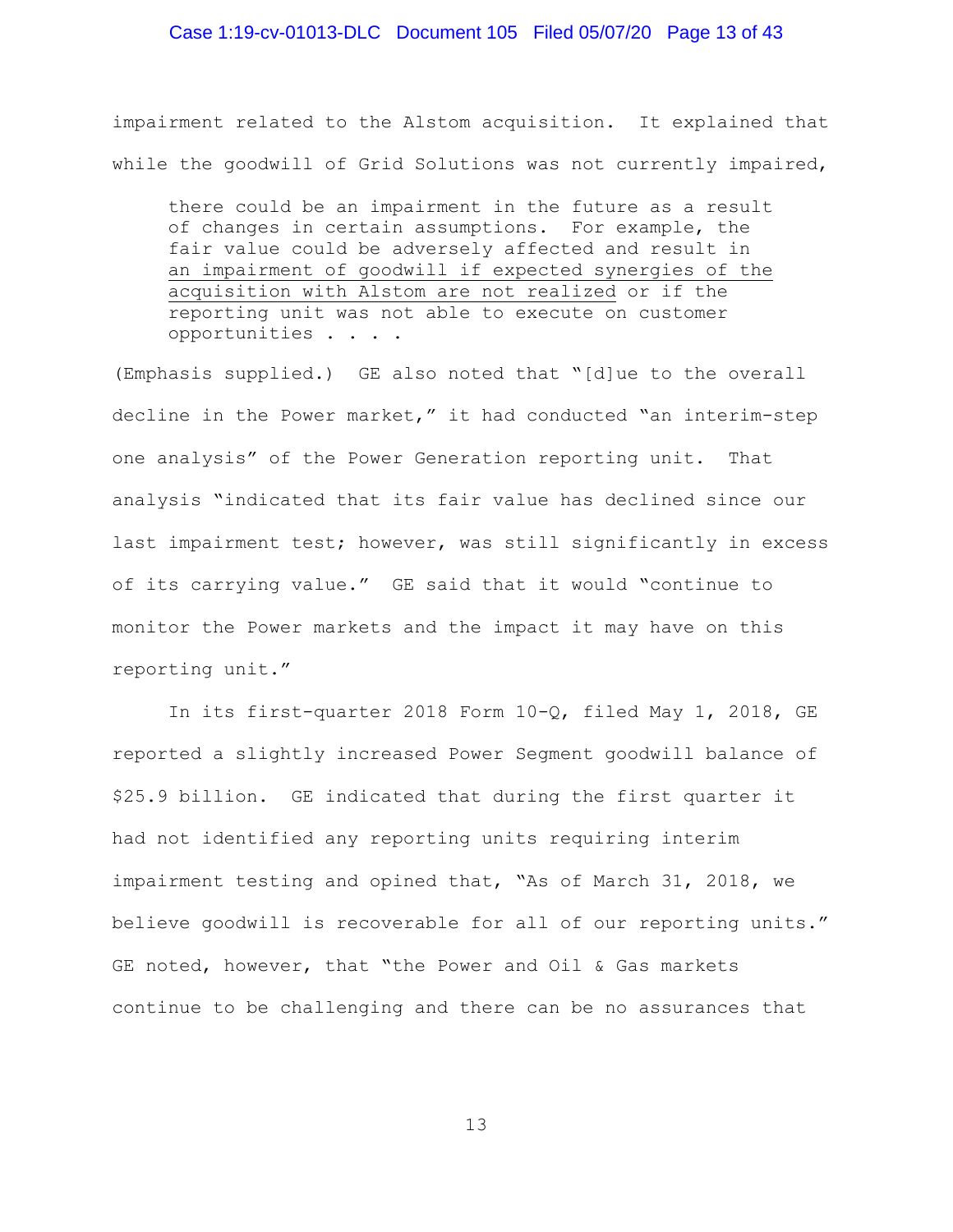impairment related to the Alstom acquisition. It explained that while the goodwill of Grid Solutions was not currently impaired,

> there could be an impairment in the future as a result of changes in certain assumptions. For example, the fair value could be adversely affected and result in <u>an impairment of goodwill if expected synergies of the acquisition with Alstom are not realized</u> or if the reporting unit was not able to execute on customer opportunities . . . .

(Emphasis supplied.) GE also noted that "[d]ue to the overall decline in the Power market," it had conducted "an interim-step one analysis" of the Power Generation reporting unit. That analysis "indicated that its fair value has declined since our last impairment test; however, was still significantly in excess of its carrying value." GE said that it would "continue to monitor the Power markets and the impact it may have on this reporting unit."

In its first-quarter 2018 Form 10-Q, filed May 1, 2018, GE reported a slightly increased Power Segment goodwill balance of $25.9 billion. GE indicated that during the first quarter it had not identified any reporting units requiring interim impairment testing and opined that, "As of March 31, 2018, we believe goodwill is recoverable for all of our reporting units." GE noted, however, that "the Power and Oil & Gas markets continue to be challenging and there can be no assurances that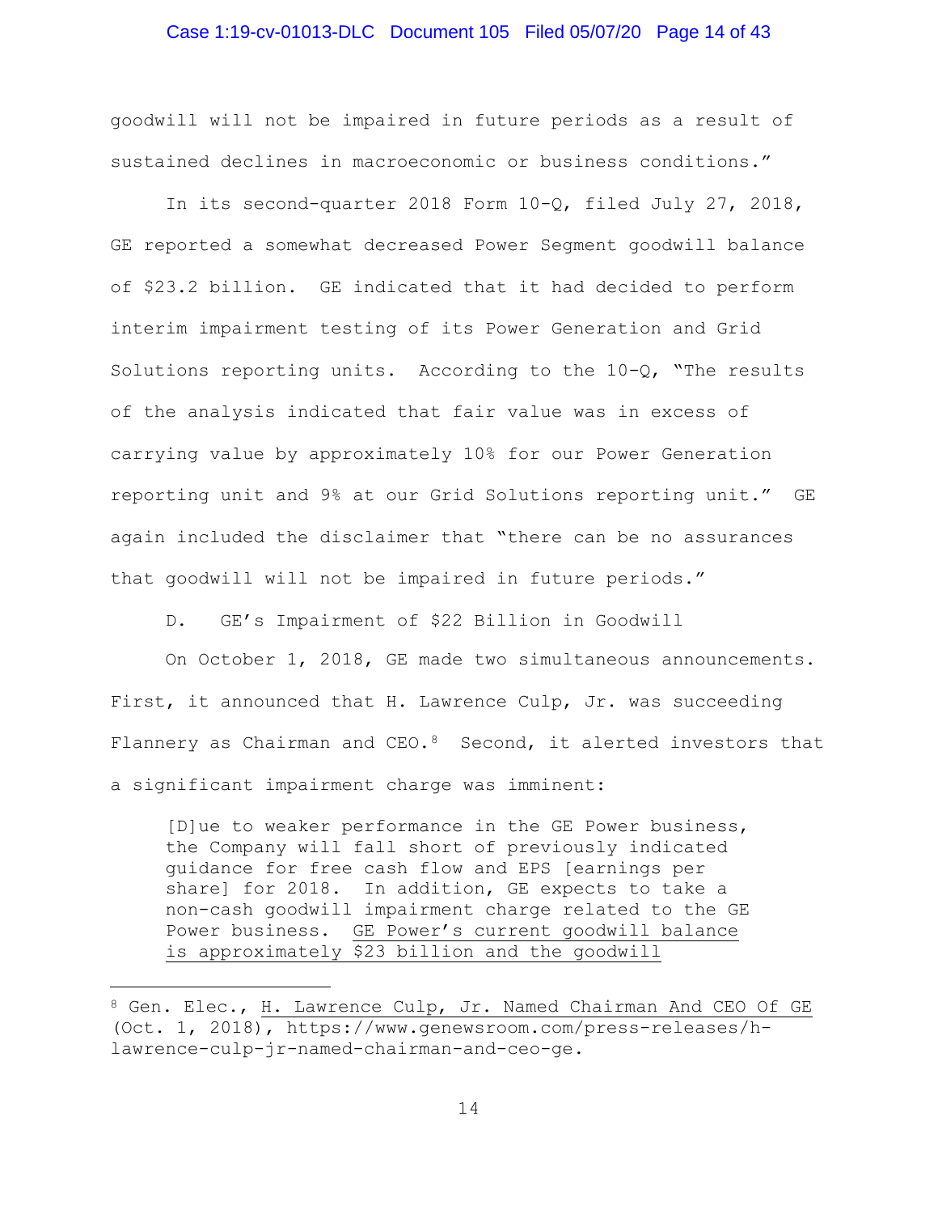goodwill will not be impaired in future periods as a result of sustained declines in macroeconomic or business conditions."

In its second-quarter 2018 Form 10-Q, filed July 27, 2018, GE reported a somewhat decreased Power Segment goodwill balance of $23.2 billion. GE indicated that it had decided to perform interim impairment testing of its Power Generation and Grid Solutions reporting units. According to the 10-Q, "The results of the analysis indicated that fair value was in excess of carrying value by approximately 10% for our Power Generation reporting unit and 9% at our Grid Solutions reporting unit." GE again included the disclaimer that "there can be no assurances that goodwill will not be impaired in future periods."

### D. GE's Impairment of $22 Billion in Goodwill

On October 1, 2018, GE made two simultaneous announcements. First, it announced that H. Lawrence Culp, Jr. was succeeding Flannery as Chairman and CEO.[8] Second, it alerted investors that a significant impairment charge was imminent:

> [D]ue to weaker performance in the GE Power business, the Company will fall short of previously indicated guidance for free cash flow and EPS [earnings per share] for 2018. In addition, GE expects to take a non-cash goodwill impairment charge related to the GE Power business. <u>GE Power's current goodwill balance is approximately $23 billion and the goodwill</u>

---

[8] Gen. Elec., <u>H. Lawrence Culp, Jr. Named Chairman And CEO Of GE</u> (Oct. 1, 2018), https://www.genewsroom.com/press-releases/h-lawrence-culp-jr-named-chairman-and-ceo-ge.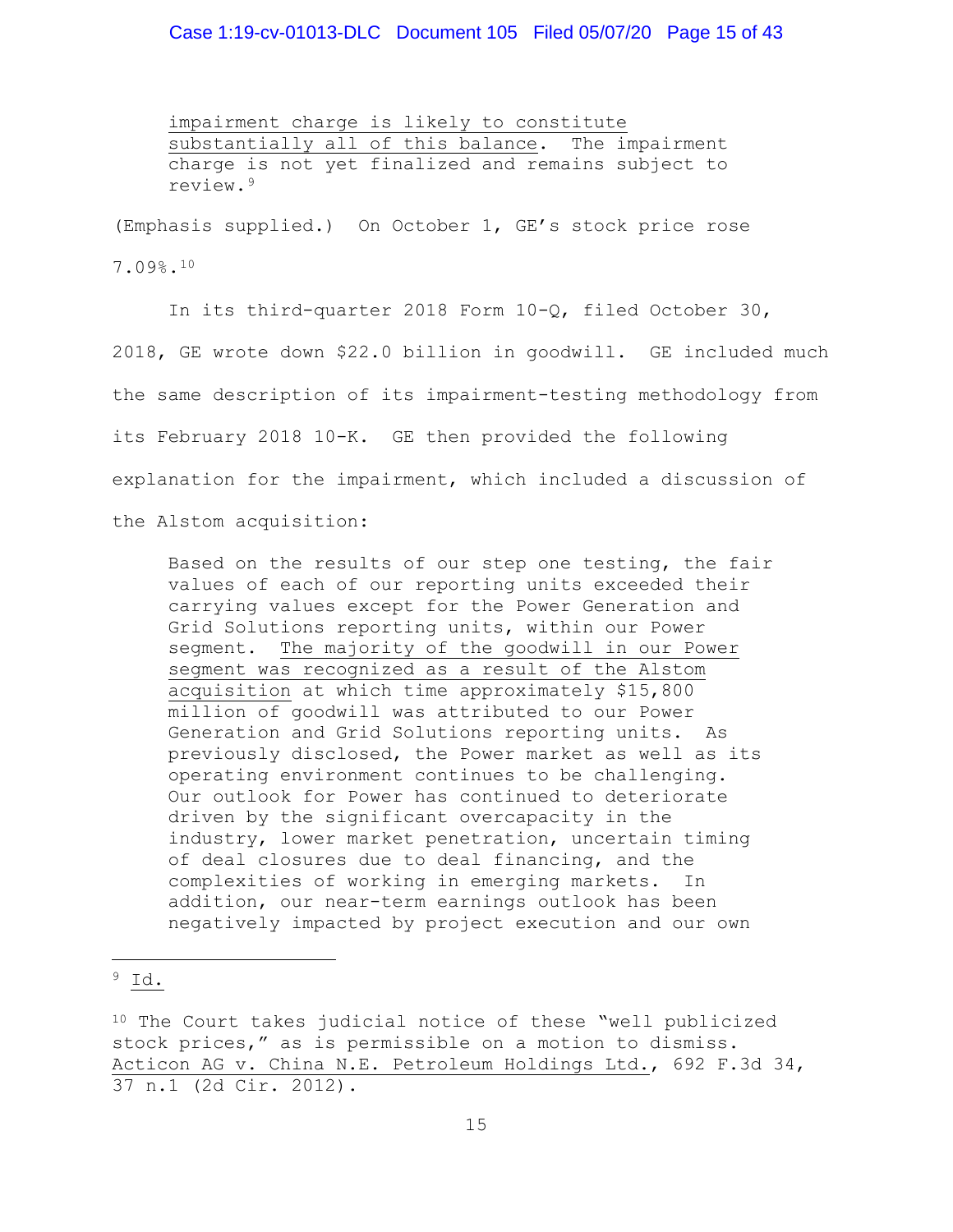> <u>impairment charge is likely to constitute substantially all of this balance</u>. The impairment charge is not yet finalized and remains subject to review.[9]

(Emphasis supplied.) On October 1, GE's stock price rose 7.09%.[10]

In its third-quarter 2018 Form 10-Q, filed October 30, 2018, GE wrote down $22.0 billion in goodwill. GE included much the same description of its impairment-testing methodology from its February 2018 10-K. GE then provided the following explanation for the impairment, which included a discussion of the Alstom acquisition:

> Based on the results of our step one testing, the fair values of each of our reporting units exceeded their carrying values except for the Power Generation and Grid Solutions reporting units, within our Power segment. <u>The majority of the goodwill in our Power segment was recognized as a result of the Alstom acquisition</u> at which time approximately $15,800 million of goodwill was attributed to our Power Generation and Grid Solutions reporting units. As previously disclosed, the Power market as well as its operating environment continues to be challenging. Our outlook for Power has continued to deteriorate driven by the significant overcapacity in the industry, lower market penetration, uncertain timing of deal closures due to deal financing, and the complexities of working in emerging markets. In addition, our near-term earnings outlook has been negatively impacted by project execution and our own

---

[9] <u>Id.</u>

[10] The Court takes judicial notice of these "well publicized stock prices," as is permissible on a motion to dismiss. <u>Acticon AG v. China N.E. Petroleum Holdings Ltd.</u>, 692 F.3d 34, 37 n.1 (2d Cir. 2012).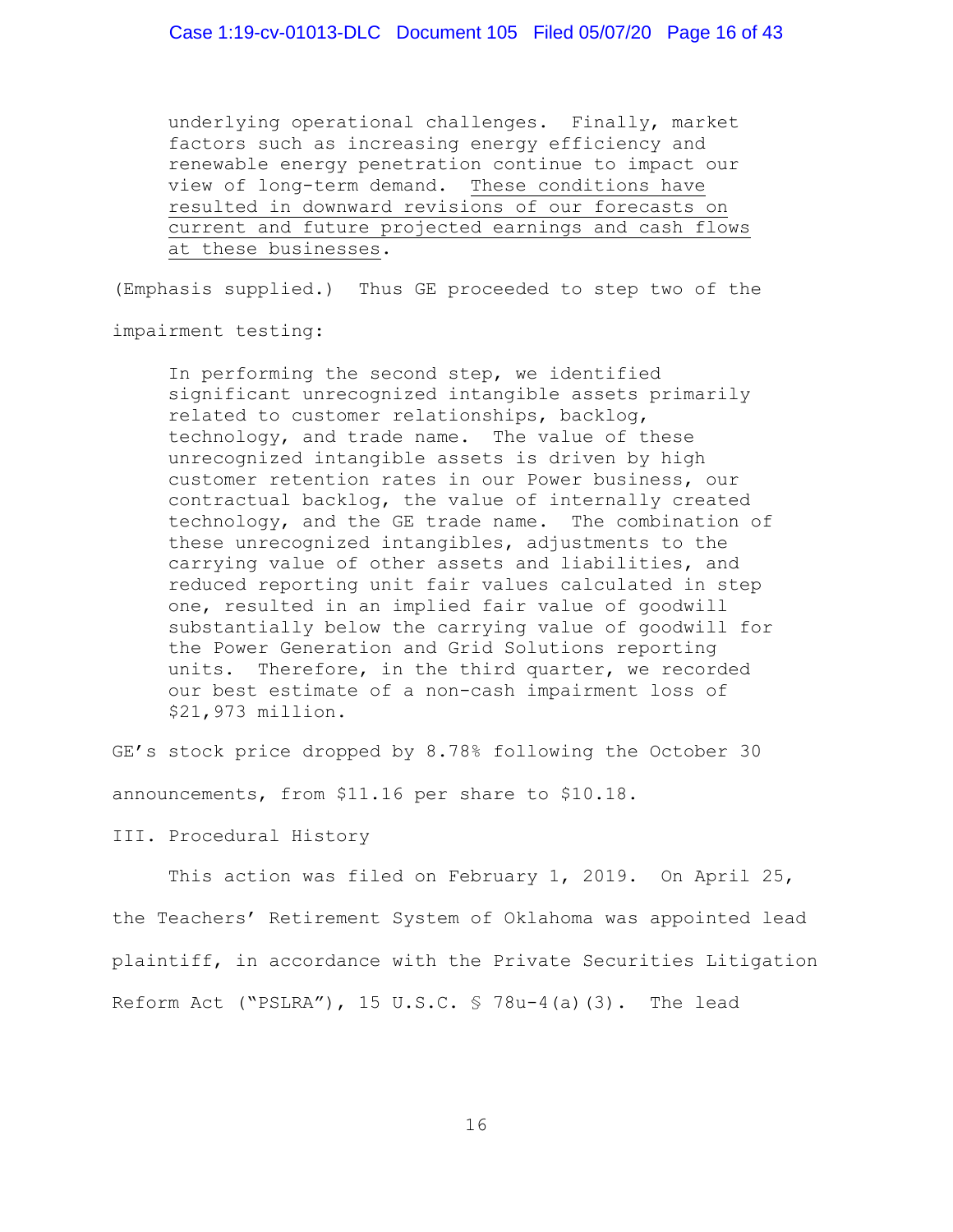> underlying operational challenges. Finally, market factors such as increasing energy efficiency and renewable energy penetration continue to impact our view of long-term demand. <u>These conditions have resulted in downward revisions of our forecasts on current and future projected earnings and cash flows at these businesses</u>.

(Emphasis supplied.) Thus GE proceeded to step two of the impairment testing:

> In performing the second step, we identified significant unrecognized intangible assets primarily related to customer relationships, backlog, technology, and trade name. The value of these unrecognized intangible assets is driven by high customer retention rates in our Power business, our contractual backlog, the value of internally created technology, and the GE trade name. The combination of these unrecognized intangibles, adjustments to the carrying value of other assets and liabilities, and reduced reporting unit fair values calculated in step one, resulted in an implied fair value of goodwill substantially below the carrying value of goodwill for the Power Generation and Grid Solutions reporting units. Therefore, in the third quarter, we recorded our best estimate of a non-cash impairment loss of $21,973 million.

GE's stock price dropped by 8.78% following the October 30 announcements, from $11.16 per share to $10.18.

## III. Procedural History

This action was filed on February 1, 2019. On April 25, the Teachers' Retirement System of Oklahoma was appointed lead plaintiff, in accordance with the Private Securities Litigation Reform Act ("PSLRA"), 15 U.S.C. § 78u-4(a)(3). The lead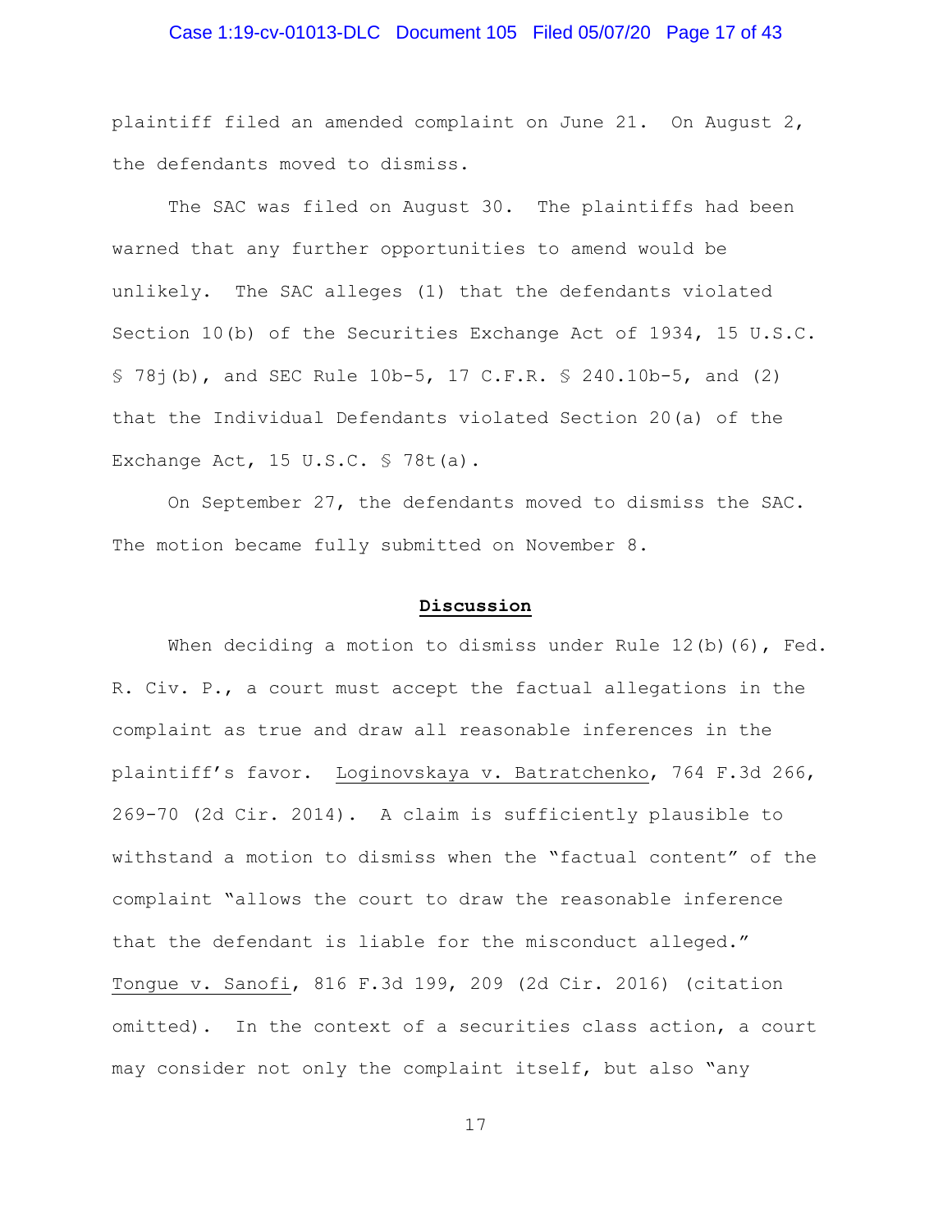plaintiff filed an amended complaint on June 21. On August 2, the defendants moved to dismiss.

The SAC was filed on August 30. The plaintiffs had been warned that any further opportunities to amend would be unlikely. The SAC alleges (1) that the defendants violated Section 10(b) of the Securities Exchange Act of 1934, 15 U.S.C. § 78j(b), and SEC Rule 10b-5, 17 C.F.R. § 240.10b-5, and (2) that the Individual Defendants violated Section 20(a) of the Exchange Act, 15 U.S.C. § 78t(a).

On September 27, the defendants moved to dismiss the SAC. The motion became fully submitted on November 8.

## Discussion

When deciding a motion to dismiss under Rule 12(b)(6), Fed. R. Civ. P., a court must accept the factual allegations in the complaint as true and draw all reasonable inferences in the plaintiff's favor. Loginovskaya v. Batratchenko, 764 F.3d 266, 269-70 (2d Cir. 2014). A claim is sufficiently plausible to withstand a motion to dismiss when the "factual content" of the complaint "allows the court to draw the reasonable inference that the defendant is liable for the misconduct alleged." Tongue v. Sanofi, 816 F.3d 199, 209 (2d Cir. 2016) (citation omitted). In the context of a securities class action, a court may consider not only the complaint itself, but also "any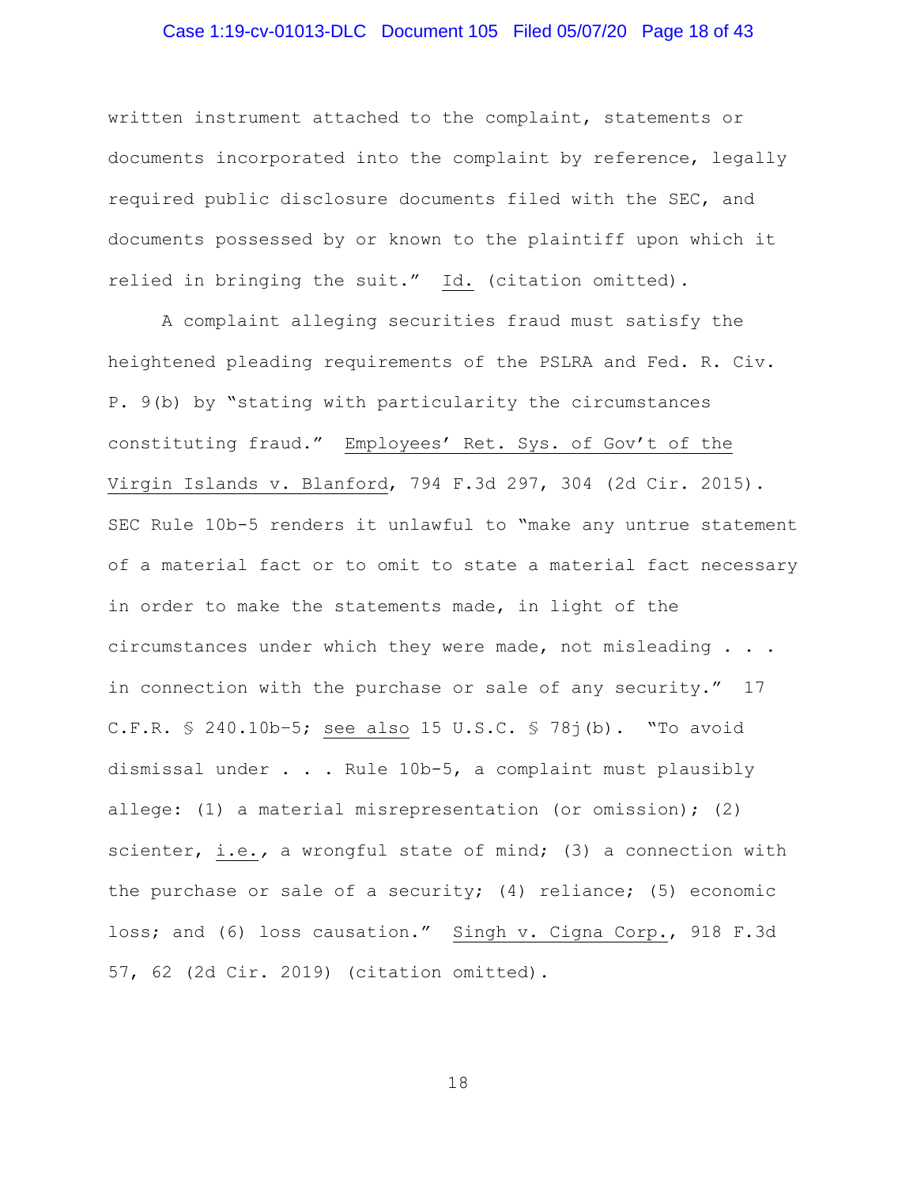written instrument attached to the complaint, statements or documents incorporated into the complaint by reference, legally required public disclosure documents filed with the SEC, and documents possessed by or known to the plaintiff upon which it relied in bringing the suit." Id. (citation omitted).

A complaint alleging securities fraud must satisfy the heightened pleading requirements of the PSLRA and Fed. R. Civ. P. 9(b) by "stating with particularity the circumstances constituting fraud." Employees' Ret. Sys. of Gov't of the Virgin Islands v. Blanford, 794 F.3d 297, 304 (2d Cir. 2015). SEC Rule 10b-5 renders it unlawful to "make any untrue statement of a material fact or to omit to state a material fact necessary in order to make the statements made, in light of the circumstances under which they were made, not misleading . . . in connection with the purchase or sale of any security." 17 C.F.R. § 240.10b-5; see also 15 U.S.C. § 78j(b). "To avoid dismissal under . . . Rule 10b-5, a complaint must plausibly allege: (1) a material misrepresentation (or omission); (2) scienter, i.e., a wrongful state of mind; (3) a connection with the purchase or sale of a security; (4) reliance; (5) economic loss; and (6) loss causation." Singh v. Cigna Corp., 918 F.3d 57, 62 (2d Cir. 2019) (citation omitted).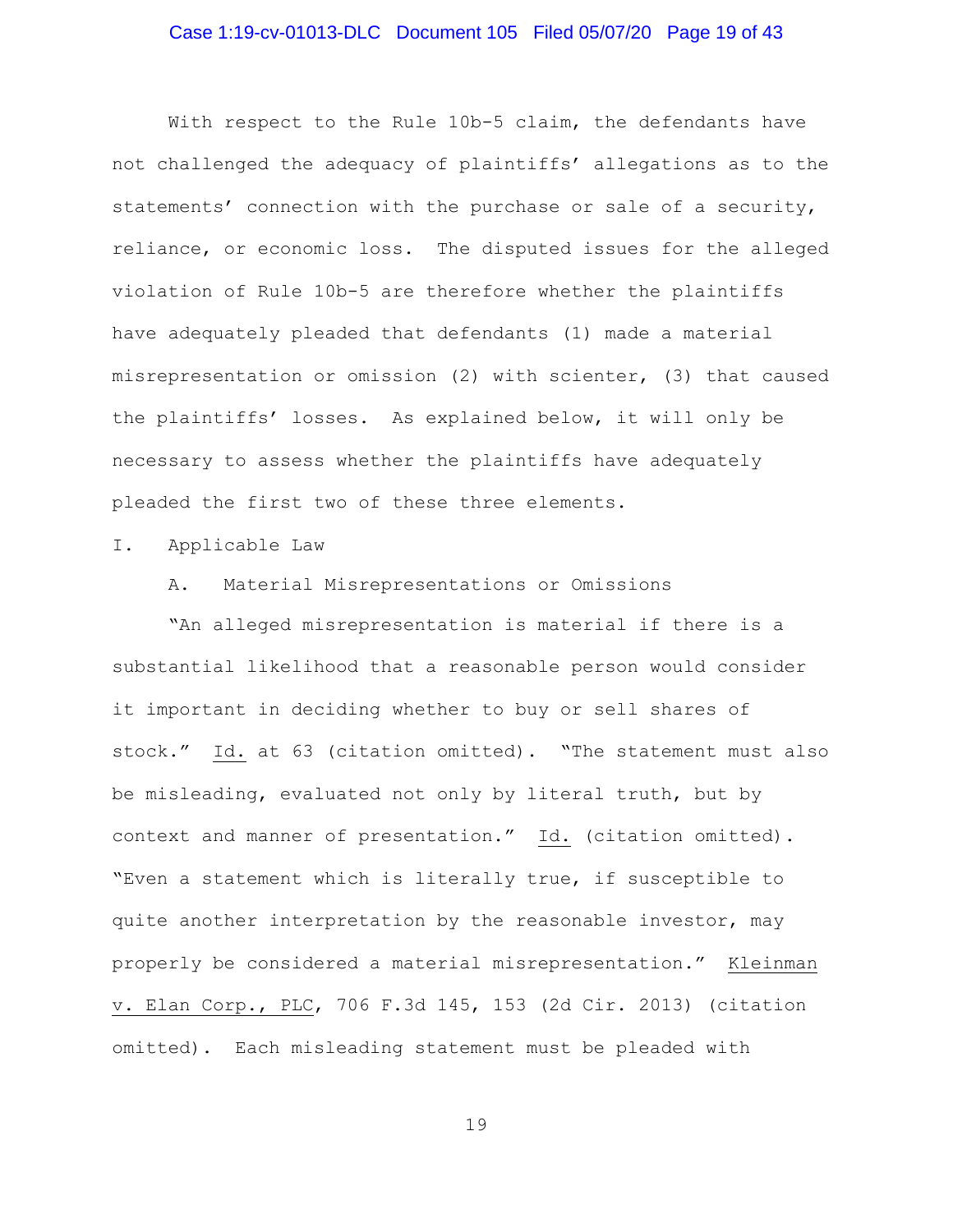With respect to the Rule 10b-5 claim, the defendants have not challenged the adequacy of plaintiffs' allegations as to the statements' connection with the purchase or sale of a security, reliance, or economic loss. The disputed issues for the alleged violation of Rule 10b-5 are therefore whether the plaintiffs have adequately pleaded that defendants (1) made a material misrepresentation or omission (2) with scienter, (3) that caused the plaintiffs' losses. As explained below, it will only be necessary to assess whether the plaintiffs have adequately pleaded the first two of these three elements.

## I. Applicable Law

### A. Material Misrepresentations or Omissions

"An alleged misrepresentation is material if there is a substantial likelihood that a reasonable person would consider it important in deciding whether to buy or sell shares of stock." Id. at 63 (citation omitted). "The statement must also be misleading, evaluated not only by literal truth, but by context and manner of presentation." Id. (citation omitted). "Even a statement which is literally true, if susceptible to quite another interpretation by the reasonable investor, may properly be considered a material misrepresentation." Kleinman v. Elan Corp., PLC, 706 F.3d 145, 153 (2d Cir. 2013) (citation omitted). Each misleading statement must be pleaded with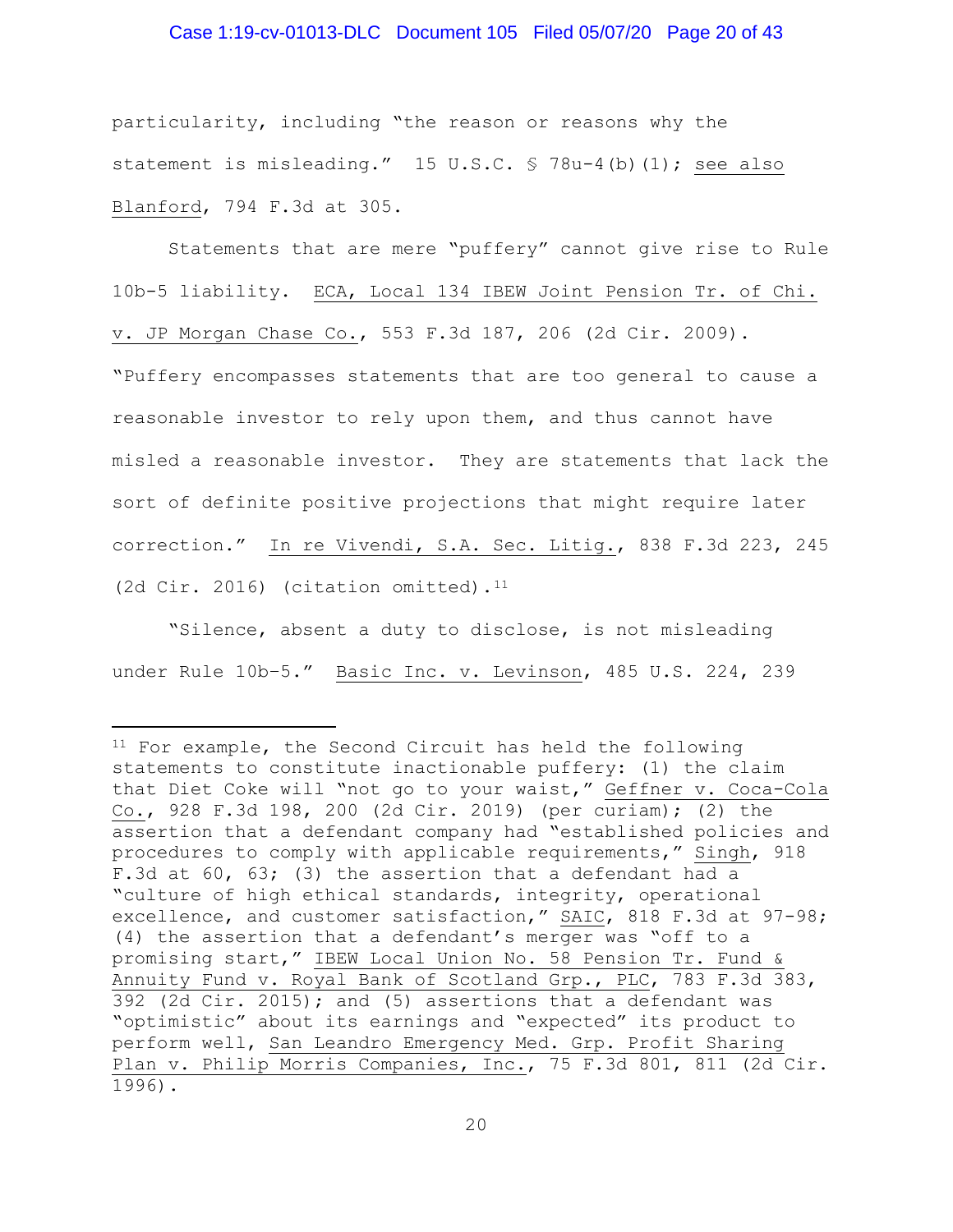particularity, including "the reason or reasons why the statement is misleading." 15 U.S.C. § 78u-4(b)(1); see also Blanford, 794 F.3d at 305.

Statements that are mere "puffery" cannot give rise to Rule 10b-5 liability. ECA, Local 134 IBEW Joint Pension Tr. of Chi. v. JP Morgan Chase Co., 553 F.3d 187, 206 (2d Cir. 2009). "Puffery encompasses statements that are too general to cause a reasonable investor to rely upon them, and thus cannot have misled a reasonable investor. They are statements that lack the sort of definite positive projections that might require later correction." In re Vivendi, S.A. Sec. Litig., 838 F.3d 223, 245 (2d Cir. 2016) (citation omitted).[11]

"Silence, absent a duty to disclose, is not misleading under Rule 10b-5." Basic Inc. v. Levinson, 485 U.S. 224, 239

---

[11] For example, the Second Circuit has held the following statements to constitute inactionable puffery: (1) the claim that Diet Coke will "not go to your waist," Geffner v. Coca-Cola Co., 928 F.3d 198, 200 (2d Cir. 2019) (per curiam); (2) the assertion that a defendant company had "established policies and procedures to comply with applicable requirements," Singh, 918 F.3d at 60, 63; (3) the assertion that a defendant had a "culture of high ethical standards, integrity, operational excellence, and customer satisfaction," SAIC, 818 F.3d at 97-98; (4) the assertion that a defendant's merger was "off to a promising start," IBEW Local Union No. 58 Pension Tr. Fund & Annuity Fund v. Royal Bank of Scotland Grp., PLC, 783 F.3d 383, 392 (2d Cir. 2015); and (5) assertions that a defendant was "optimistic" about its earnings and "expected" its product to perform well, San Leandro Emergency Med. Grp. Profit Sharing Plan v. Philip Morris Companies, Inc., 75 F.3d 801, 811 (2d Cir. 1996).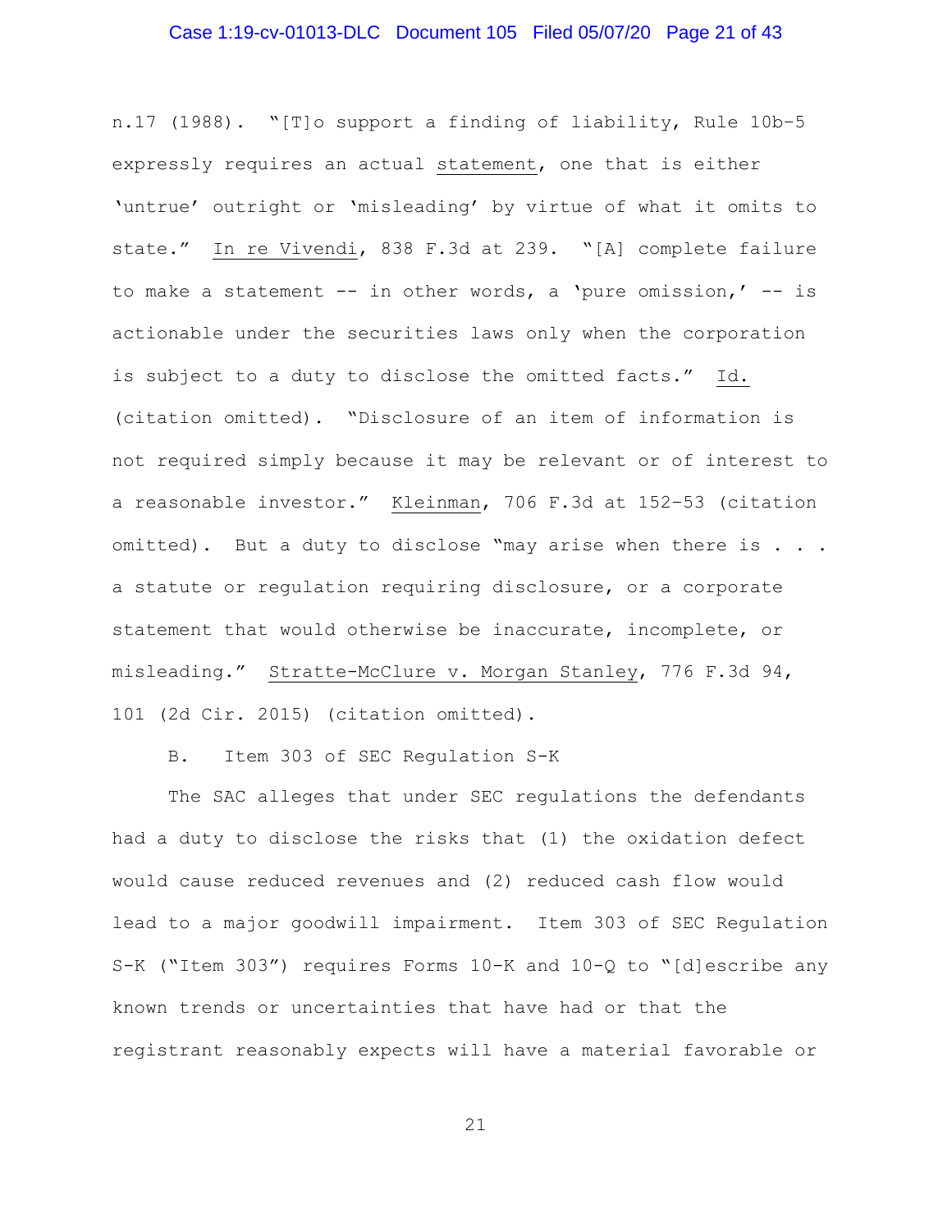n.17 (1988). "[T]o support a finding of liability, Rule 10b-5 expressly requires an actual <u>statement</u>, one that is either 'untrue' outright or 'misleading' by virtue of what it omits to state." <u>In re Vivendi</u>, 838 F.3d at 239. "[A] complete failure to make a statement -- in other words, a 'pure omission,' -- is actionable under the securities laws only when the corporation is subject to a duty to disclose the omitted facts." <u>Id.</u> (citation omitted). "Disclosure of an item of information is not required simply because it may be relevant or of interest to a reasonable investor." <u>Kleinman</u>, 706 F.3d at 152-53 (citation omitted). But a duty to disclose "may arise when there is . . . a statute or regulation requiring disclosure, or a corporate statement that would otherwise be inaccurate, incomplete, or misleading." <u>Stratte-McClure v. Morgan Stanley</u>, 776 F.3d 94, 101 (2d Cir. 2015) (citation omitted).

B. Item 303 of SEC Regulation S-K

The SAC alleges that under SEC regulations the defendants had a duty to disclose the risks that (1) the oxidation defect would cause reduced revenues and (2) reduced cash flow would lead to a major goodwill impairment. Item 303 of SEC Regulation S-K ("Item 303") requires Forms 10-K and 10-Q to "[d]escribe any known trends or uncertainties that have had or that the registrant reasonably expects will have a material favorable or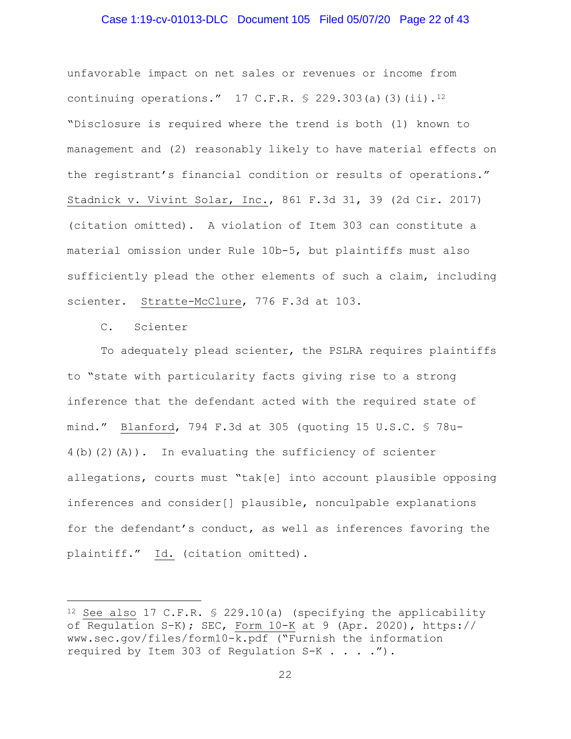unfavorable impact on net sales or revenues or income from continuing operations." 17 C.F.R. § 229.303(a)(3)(ii).[12] "Disclosure is required where the trend is both (1) known to management and (2) reasonably likely to have material effects on the registrant's financial condition or results of operations." Stadnick v. Vivint Solar, Inc., 861 F.3d 31, 39 (2d Cir. 2017) (citation omitted). A violation of Item 303 can constitute a material omission under Rule 10b-5, but plaintiffs must also sufficiently plead the other elements of such a claim, including scienter. Stratte-McClure, 776 F.3d at 103.

C. Scienter

To adequately plead scienter, the PSLRA requires plaintiffs to "state with particularity facts giving rise to a strong inference that the defendant acted with the required state of mind." Blanford, 794 F.3d at 305 (quoting 15 U.S.C. § 78u-4(b)(2)(A)). In evaluating the sufficiency of scienter allegations, courts must "tak[e] into account plausible opposing inferences and consider[] plausible, nonculpable explanations for the defendant's conduct, as well as inferences favoring the plaintiff." Id. (citation omitted).

---

[12] See also 17 C.F.R. § 229.10(a) (specifying the applicability of Regulation S-K); SEC, Form 10-K at 9 (Apr. 2020), https://www.sec.gov/files/form10-k.pdf ("Furnish the information required by Item 303 of Regulation S-K . . . .").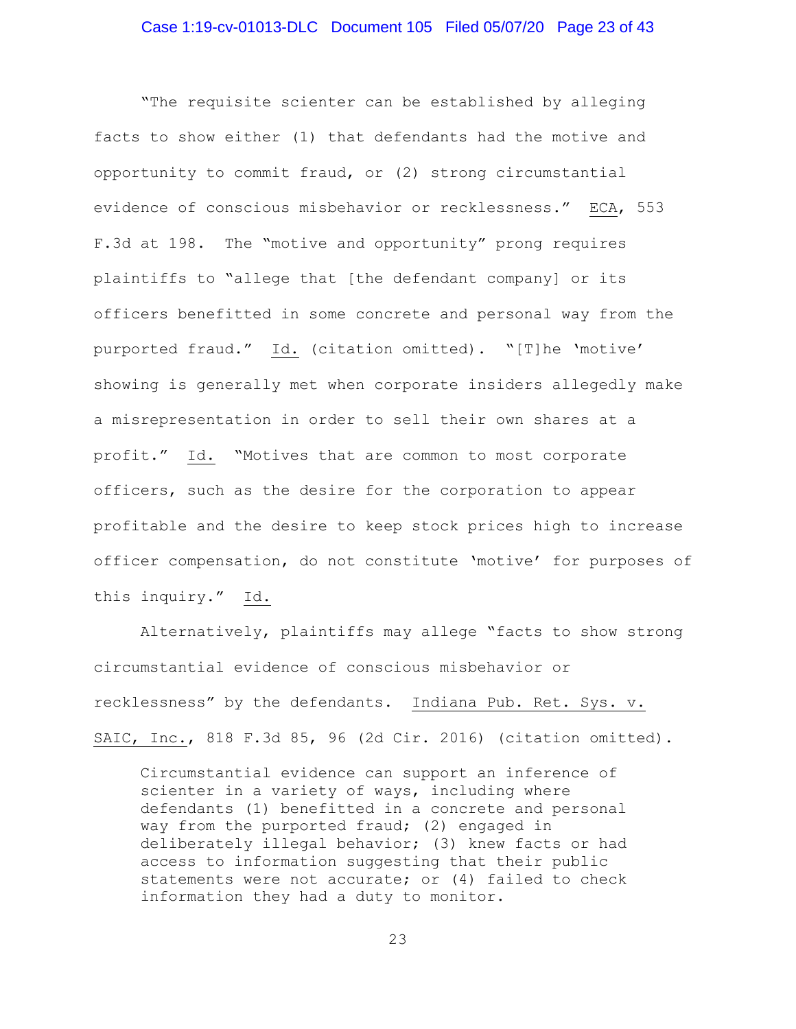"The requisite scienter can be established by alleging facts to show either (1) that defendants had the motive and opportunity to commit fraud, or (2) strong circumstantial evidence of conscious misbehavior or recklessness." ECA, 553 F.3d at 198. The "motive and opportunity" prong requires plaintiffs to "allege that [the defendant company] or its officers benefitted in some concrete and personal way from the purported fraud." Id. (citation omitted). "[T]he 'motive' showing is generally met when corporate insiders allegedly make a misrepresentation in order to sell their own shares at a profit." Id. "Motives that are common to most corporate officers, such as the desire for the corporation to appear profitable and the desire to keep stock prices high to increase officer compensation, do not constitute 'motive' for purposes of this inquiry." Id.

Alternatively, plaintiffs may allege "facts to show strong circumstantial evidence of conscious misbehavior or recklessness" by the defendants. Indiana Pub. Ret. Sys. v. SAIC, Inc., 818 F.3d 85, 96 (2d Cir. 2016) (citation omitted).

> Circumstantial evidence can support an inference of scienter in a variety of ways, including where defendants (1) benefitted in a concrete and personal way from the purported fraud; (2) engaged in deliberately illegal behavior; (3) knew facts or had access to information suggesting that their public statements were not accurate; or (4) failed to check information they had a duty to monitor.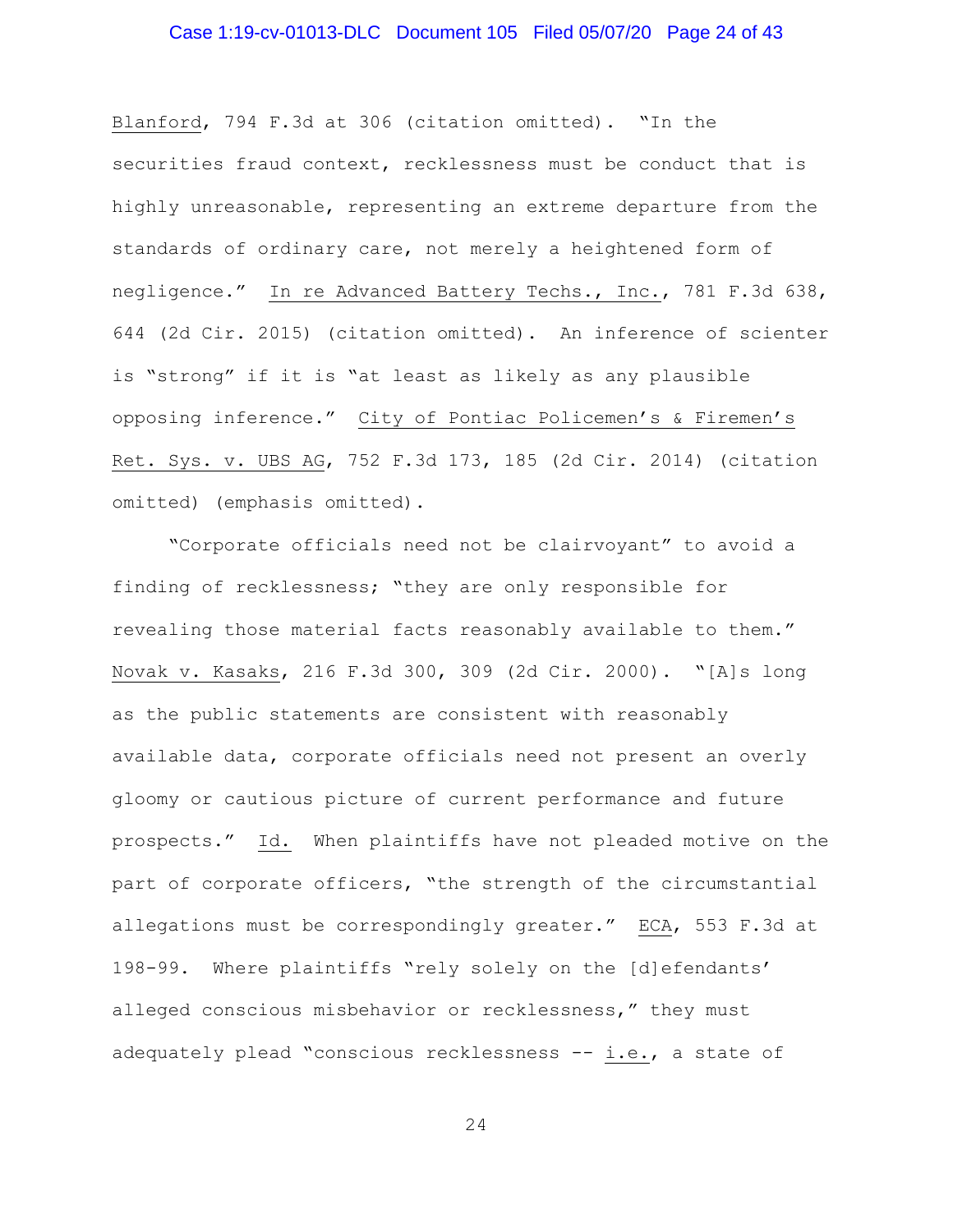Blanford, 794 F.3d at 306 (citation omitted). "In the securities fraud context, recklessness must be conduct that is highly unreasonable, representing an extreme departure from the standards of ordinary care, not merely a heightened form of negligence." In re Advanced Battery Techs., Inc., 781 F.3d 638, 644 (2d Cir. 2015) (citation omitted). An inference of scienter is "strong" if it is "at least as likely as any plausible opposing inference." City of Pontiac Policemen's & Firemen's Ret. Sys. v. UBS AG, 752 F.3d 173, 185 (2d Cir. 2014) (citation omitted) (emphasis omitted).

"Corporate officials need not be clairvoyant" to avoid a finding of recklessness; "they are only responsible for revealing those material facts reasonably available to them." Novak v. Kasaks, 216 F.3d 300, 309 (2d Cir. 2000). "[A]s long as the public statements are consistent with reasonably available data, corporate officials need not present an overly gloomy or cautious picture of current performance and future prospects." Id. When plaintiffs have not pleaded motive on the part of corporate officers, "the strength of the circumstantial allegations must be correspondingly greater." ECA, 553 F.3d at 198-99. Where plaintiffs "rely solely on the [d]efendants' alleged conscious misbehavior or recklessness," they must adequately plead "conscious recklessness -- i.e., a state of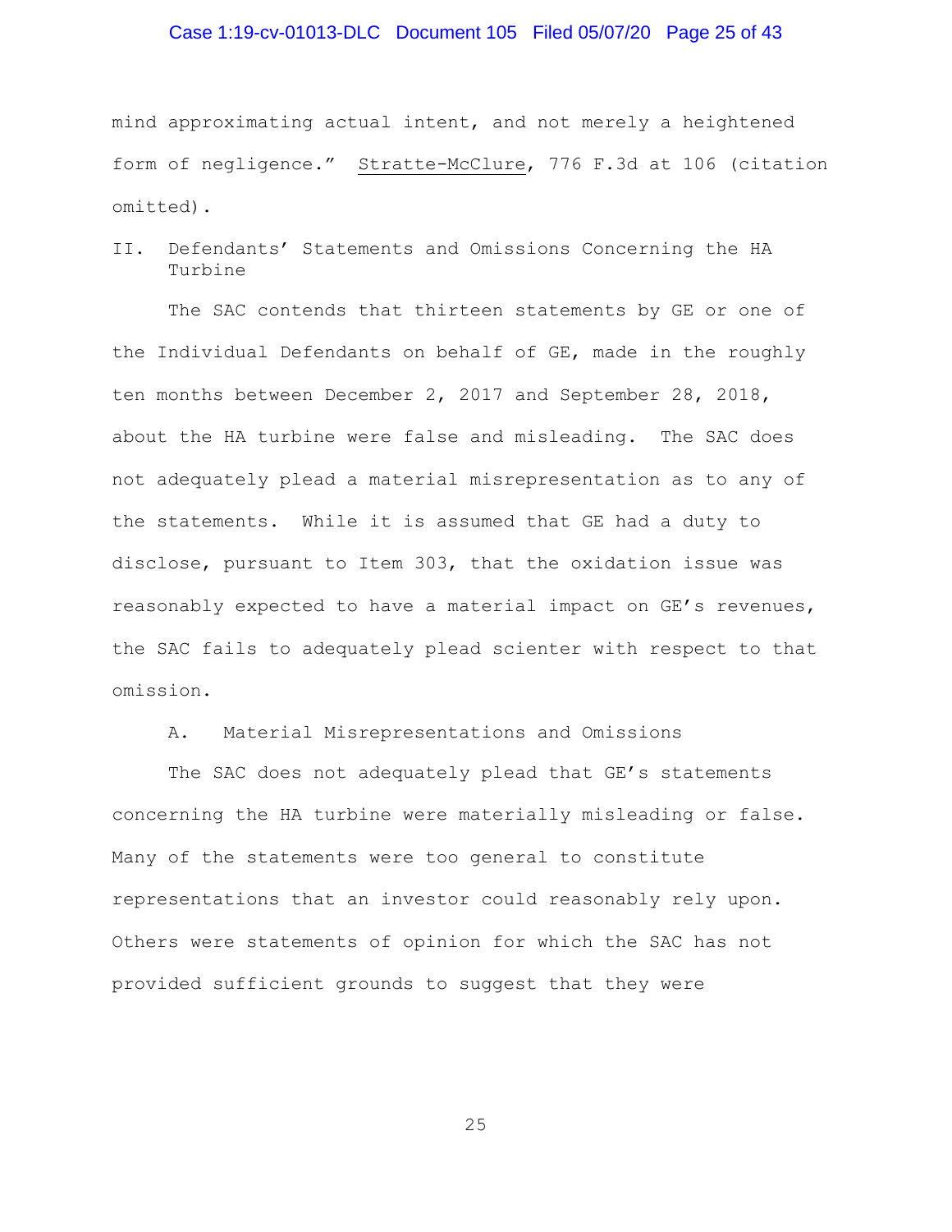mind approximating actual intent, and not merely a heightened form of negligence." Stratte-McClure, 776 F.3d at 106 (citation omitted).

## II. Defendants' Statements and Omissions Concerning the HA Turbine

The SAC contends that thirteen statements by GE or one of the Individual Defendants on behalf of GE, made in the roughly ten months between December 2, 2017 and September 28, 2018, about the HA turbine were false and misleading. The SAC does not adequately plead a material misrepresentation as to any of the statements. While it is assumed that GE had a duty to disclose, pursuant to Item 303, that the oxidation issue was reasonably expected to have a material impact on GE's revenues, the SAC fails to adequately plead scienter with respect to that omission.

### A. Material Misrepresentations and Omissions

The SAC does not adequately plead that GE's statements concerning the HA turbine were materially misleading or false. Many of the statements were too general to constitute representations that an investor could reasonably rely upon. Others were statements of opinion for which the SAC has not provided sufficient grounds to suggest that they were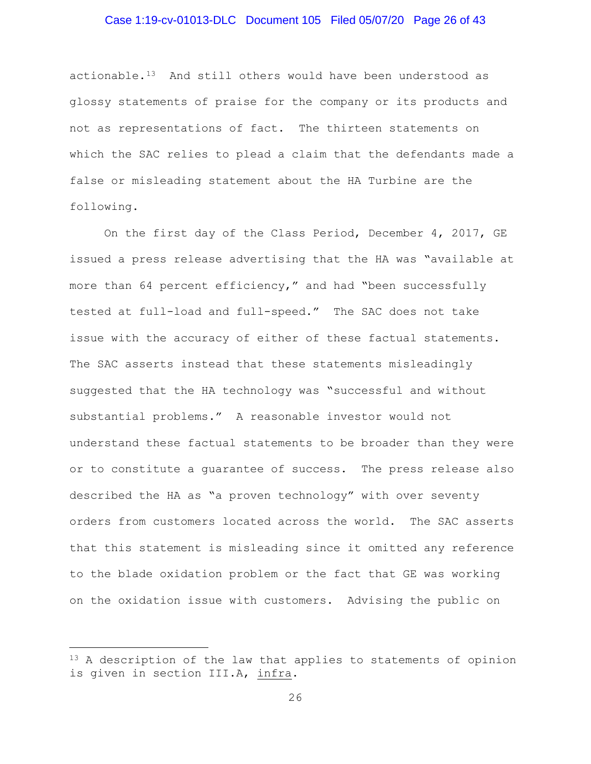actionable.[13] And still others would have been understood as glossy statements of praise for the company or its products and not as representations of fact. The thirteen statements on which the SAC relies to plead a claim that the defendants made a false or misleading statement about the HA Turbine are the following.

On the first day of the Class Period, December 4, 2017, GE issued a press release advertising that the HA was "available at more than 64 percent efficiency," and had "been successfully tested at full-load and full-speed." The SAC does not take issue with the accuracy of either of these factual statements. The SAC asserts instead that these statements misleadingly suggested that the HA technology was "successful and without substantial problems." A reasonable investor would not understand these factual statements to be broader than they were or to constitute a guarantee of success. The press release also described the HA as "a proven technology" with over seventy orders from customers located across the world. The SAC asserts that this statement is misleading since it omitted any reference to the blade oxidation problem or the fact that GE was working on the oxidation issue with customers. Advising the public on

[13] A description of the law that applies to statements of opinion is given in section III.A, infra.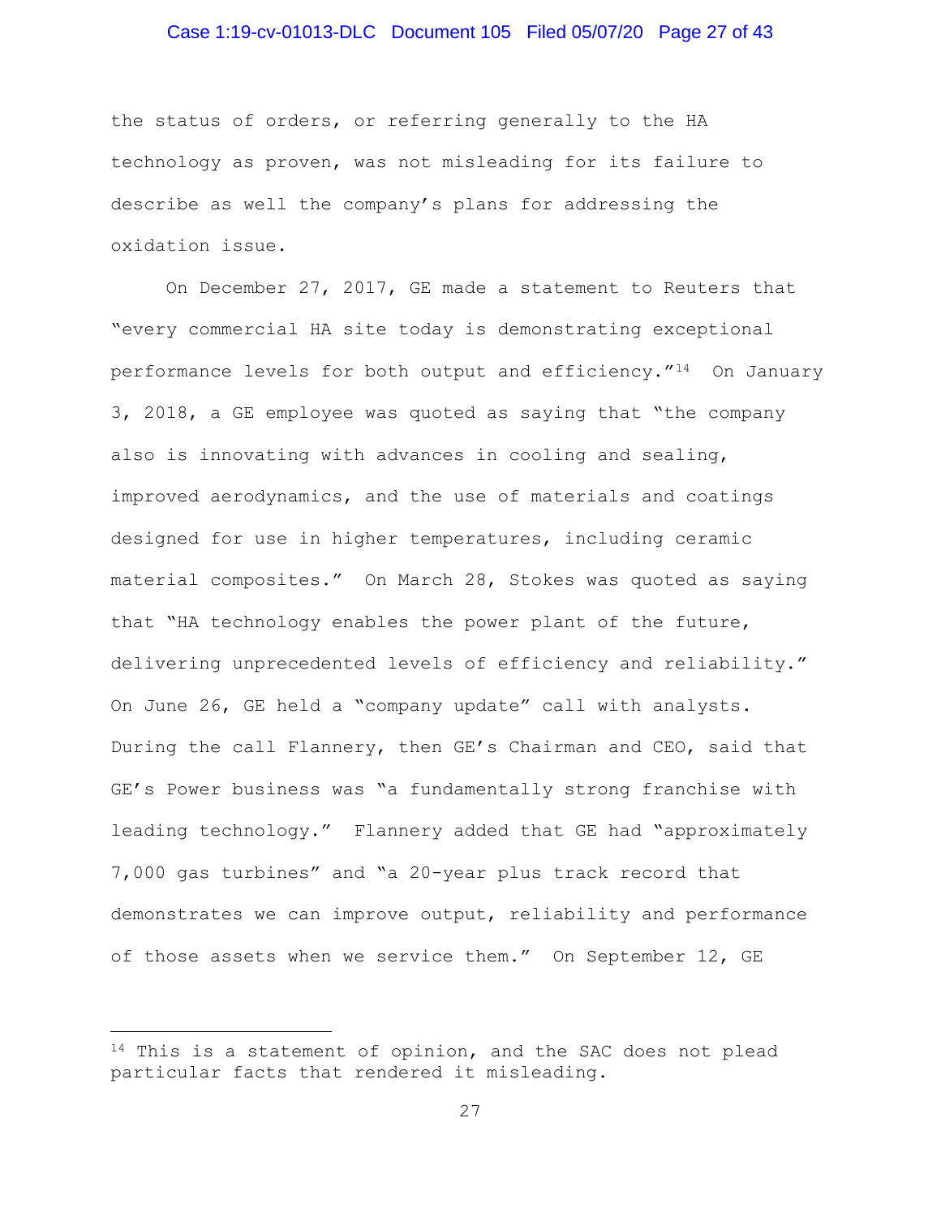the status of orders, or referring generally to the HA technology as proven, was not misleading for its failure to describe as well the company's plans for addressing the oxidation issue.

On December 27, 2017, GE made a statement to Reuters that "every commercial HA site today is demonstrating exceptional performance levels for both output and efficiency."[14] On January 3, 2018, a GE employee was quoted as saying that "the company also is innovating with advances in cooling and sealing, improved aerodynamics, and the use of materials and coatings designed for use in higher temperatures, including ceramic material composites." On March 28, Stokes was quoted as saying that "HA technology enables the power plant of the future, delivering unprecedented levels of efficiency and reliability." On June 26, GE held a "company update" call with analysts. During the call Flannery, then GE's Chairman and CEO, said that GE's Power business was "a fundamentally strong franchise with leading technology." Flannery added that GE had "approximately 7,000 gas turbines" and "a 20-year plus track record that demonstrates we can improve output, reliability and performance of those assets when we service them." On September 12, GE

---

[14] This is a statement of opinion, and the SAC does not plead particular facts that rendered it misleading.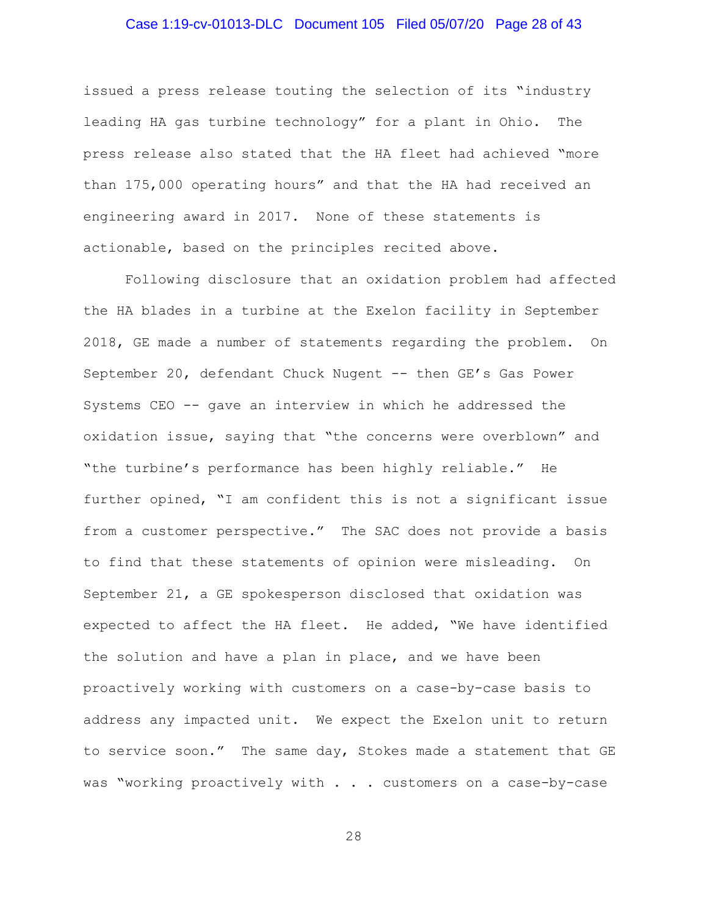issued a press release touting the selection of its "industry leading HA gas turbine technology" for a plant in Ohio. The press release also stated that the HA fleet had achieved "more than 175,000 operating hours" and that the HA had received an engineering award in 2017. None of these statements is actionable, based on the principles recited above.

Following disclosure that an oxidation problem had affected the HA blades in a turbine at the Exelon facility in September 2018, GE made a number of statements regarding the problem. On September 20, defendant Chuck Nugent -- then GE's Gas Power Systems CEO -- gave an interview in which he addressed the oxidation issue, saying that "the concerns were overblown" and "the turbine's performance has been highly reliable." He further opined, "I am confident this is not a significant issue from a customer perspective." The SAC does not provide a basis to find that these statements of opinion were misleading. On September 21, a GE spokesperson disclosed that oxidation was expected to affect the HA fleet. He added, "We have identified the solution and have a plan in place, and we have been proactively working with customers on a case-by-case basis to address any impacted unit. We expect the Exelon unit to return to service soon." The same day, Stokes made a statement that GE was "working proactively with . . . customers on a case-by-case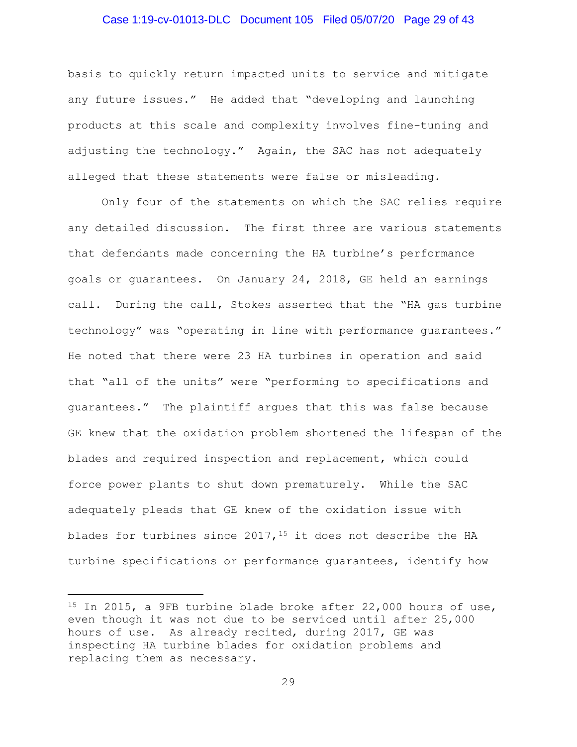basis to quickly return impacted units to service and mitigate any future issues." He added that "developing and launching products at this scale and complexity involves fine-tuning and adjusting the technology." Again, the SAC has not adequately alleged that these statements were false or misleading.

Only four of the statements on which the SAC relies require any detailed discussion. The first three are various statements that defendants made concerning the HA turbine's performance goals or guarantees. On January 24, 2018, GE held an earnings call. During the call, Stokes asserted that the "HA gas turbine technology" was "operating in line with performance guarantees." He noted that there were 23 HA turbines in operation and said that "all of the units" were "performing to specifications and guarantees." The plaintiff argues that this was false because GE knew that the oxidation problem shortened the lifespan of the blades and required inspection and replacement, which could force power plants to shut down prematurely. While the SAC adequately pleads that GE knew of the oxidation issue with blades for turbines since 2017,[15] it does not describe the HA turbine specifications or performance guarantees, identify how

---

[15] In 2015, a 9FB turbine blade broke after 22,000 hours of use, even though it was not due to be serviced until after 25,000 hours of use. As already recited, during 2017, GE was inspecting HA turbine blades for oxidation problems and replacing them as necessary.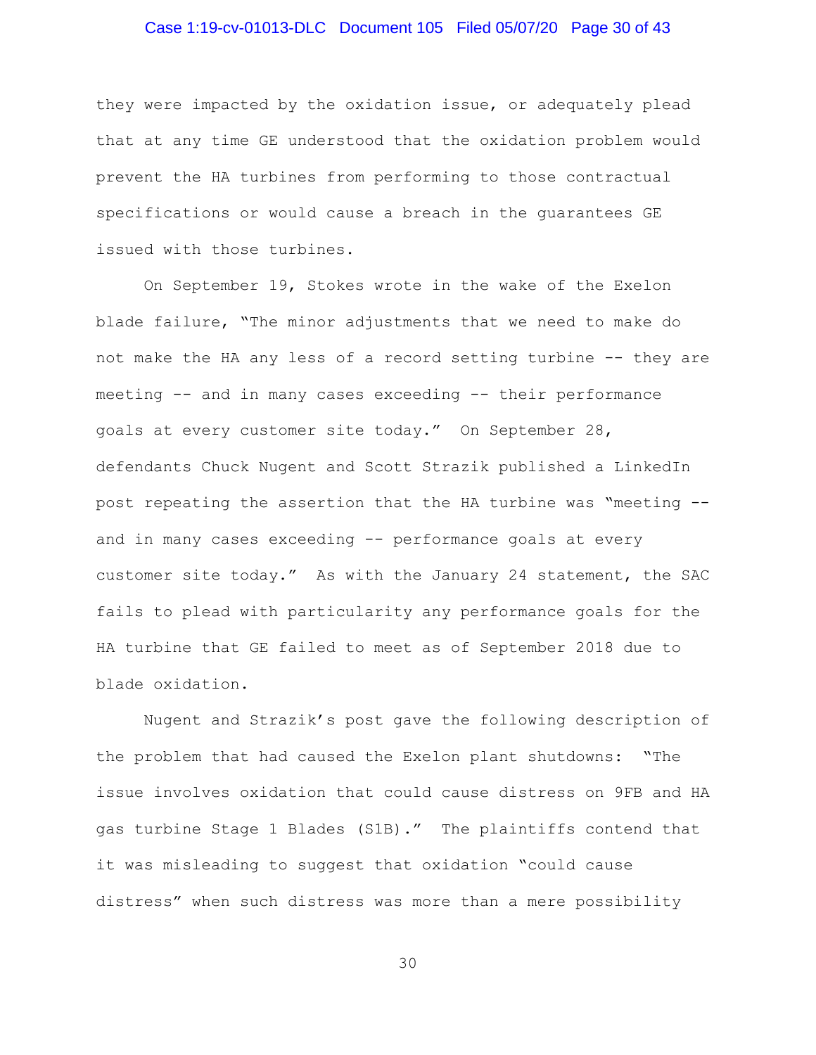they were impacted by the oxidation issue, or adequately plead that at any time GE understood that the oxidation problem would prevent the HA turbines from performing to those contractual specifications or would cause a breach in the guarantees GE issued with those turbines.

On September 19, Stokes wrote in the wake of the Exelon blade failure, "The minor adjustments that we need to make do not make the HA any less of a record setting turbine -- they are meeting -- and in many cases exceeding -- their performance goals at every customer site today." On September 28, defendants Chuck Nugent and Scott Strazik published a LinkedIn post repeating the assertion that the HA turbine was "meeting -- and in many cases exceeding -- performance goals at every customer site today." As with the January 24 statement, the SAC fails to plead with particularity any performance goals for the HA turbine that GE failed to meet as of September 2018 due to blade oxidation.

Nugent and Strazik's post gave the following description of the problem that had caused the Exelon plant shutdowns: "The issue involves oxidation that could cause distress on 9FB and HA gas turbine Stage 1 Blades (S1B)." The plaintiffs contend that it was misleading to suggest that oxidation "could cause distress" when such distress was more than a mere possibility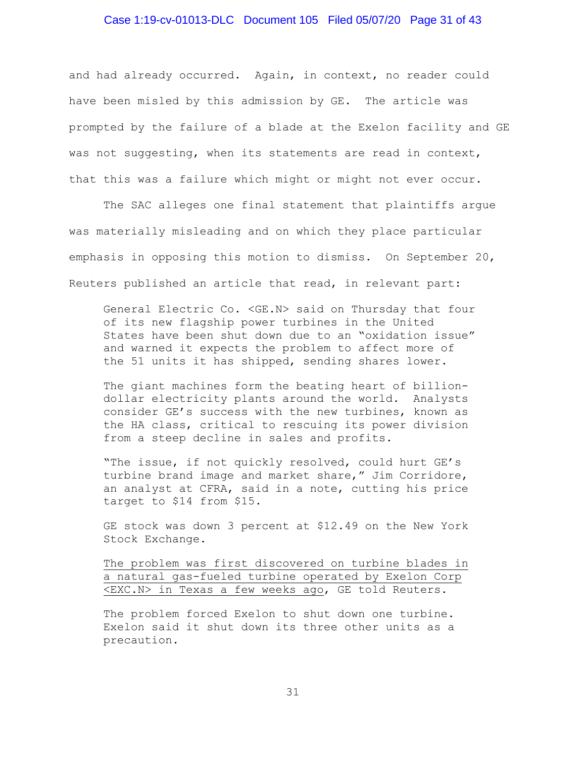and had already occurred. Again, in context, no reader could have been misled by this admission by GE. The article was prompted by the failure of a blade at the Exelon facility and GE was not suggesting, when its statements are read in context, that this was a failure which might or might not ever occur.

The SAC alleges one final statement that plaintiffs argue was materially misleading and on which they place particular emphasis in opposing this motion to dismiss. On September 20, Reuters published an article that read, in relevant part:

> General Electric Co. <GE.N> said on Thursday that four of its new flagship power turbines in the United States have been shut down due to an "oxidation issue" and warned it expects the problem to affect more of the 51 units it has shipped, sending shares lower.
>
> The giant machines form the beating heart of billion-dollar electricity plants around the world. Analysts consider GE's success with the new turbines, known as the HA class, critical to rescuing its power division from a steep decline in sales and profits.
>
> "The issue, if not quickly resolved, could hurt GE's turbine brand image and market share," Jim Corridore, an analyst at CFRA, said in a note, cutting his price target to $14 from $15.
>
> GE stock was down 3 percent at $12.49 on the New York Stock Exchange.
>
> <u>The problem was first discovered on turbine blades in a natural gas-fueled turbine operated by Exelon Corp <EXC.N> in Texas a few weeks ago</u>, GE told Reuters.
>
> The problem forced Exelon to shut down one turbine. Exelon said it shut down its three other units as a precaution.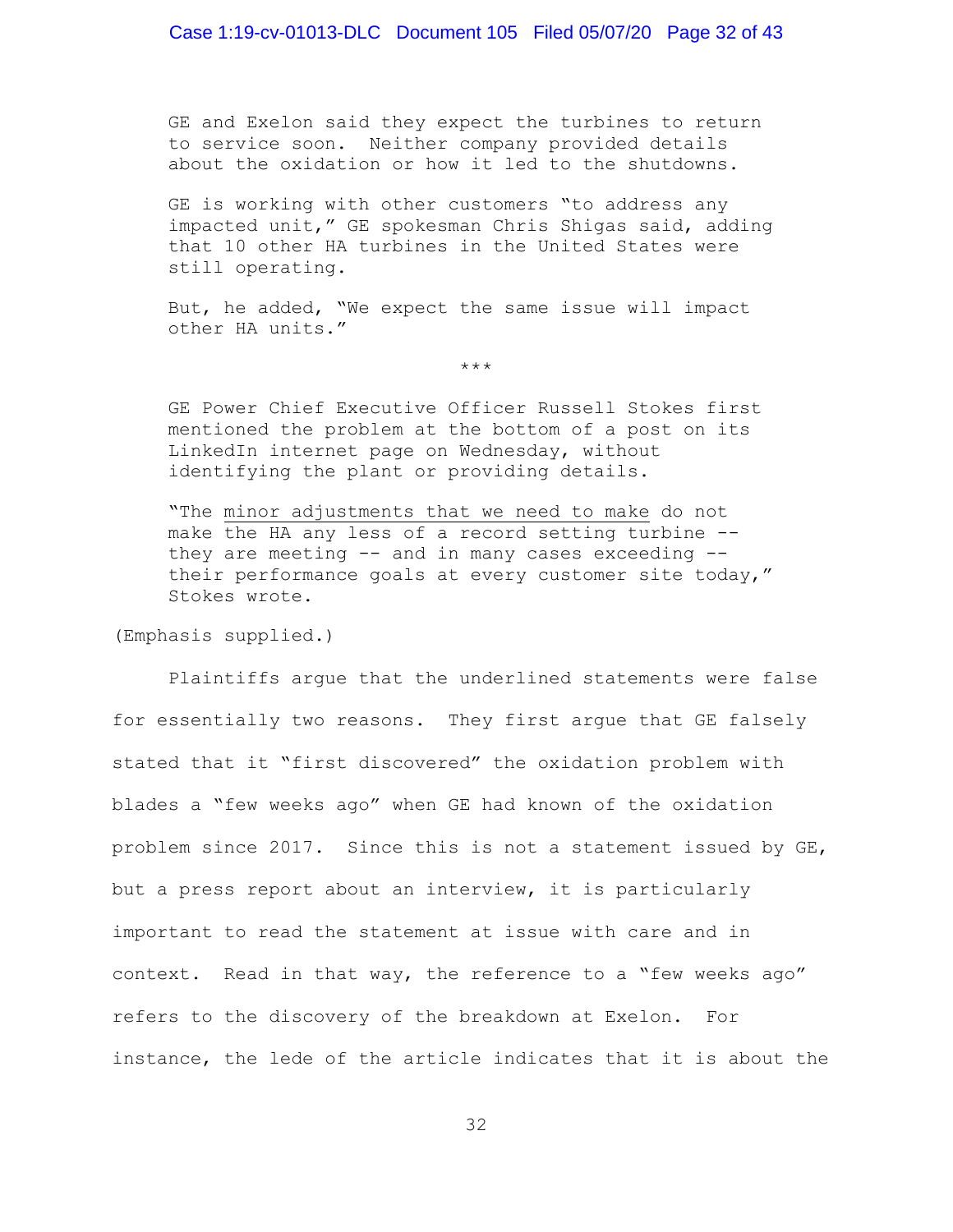> GE and Exelon said they expect the turbines to return to service soon. Neither company provided details about the oxidation or how it led to the shutdowns.
>
> GE is working with other customers "to address any impacted unit," GE spokesman Chris Shigas said, adding that 10 other HA turbines in the United States were still operating.
>
> But, he added, "We expect the same issue will impact other HA units."
>
> \*\*\*
>
> GE Power Chief Executive Officer Russell Stokes first mentioned the problem at the bottom of a post on its LinkedIn internet page on Wednesday, without identifying the plant or providing details.
>
> "The <u>minor adjustments that we need to make</u> do not make the HA any less of a record setting turbine -- they are meeting -- and in many cases exceeding -- their performance goals at every customer site today," Stokes wrote.

(Emphasis supplied.)

Plaintiffs argue that the underlined statements were false for essentially two reasons. They first argue that GE falsely stated that it "first discovered" the oxidation problem with blades a "few weeks ago" when GE had known of the oxidation problem since 2017. Since this is not a statement issued by GE, but a press report about an interview, it is particularly important to read the statement at issue with care and in context. Read in that way, the reference to a "few weeks ago" refers to the discovery of the breakdown at Exelon. For instance, the lede of the article indicates that it is about the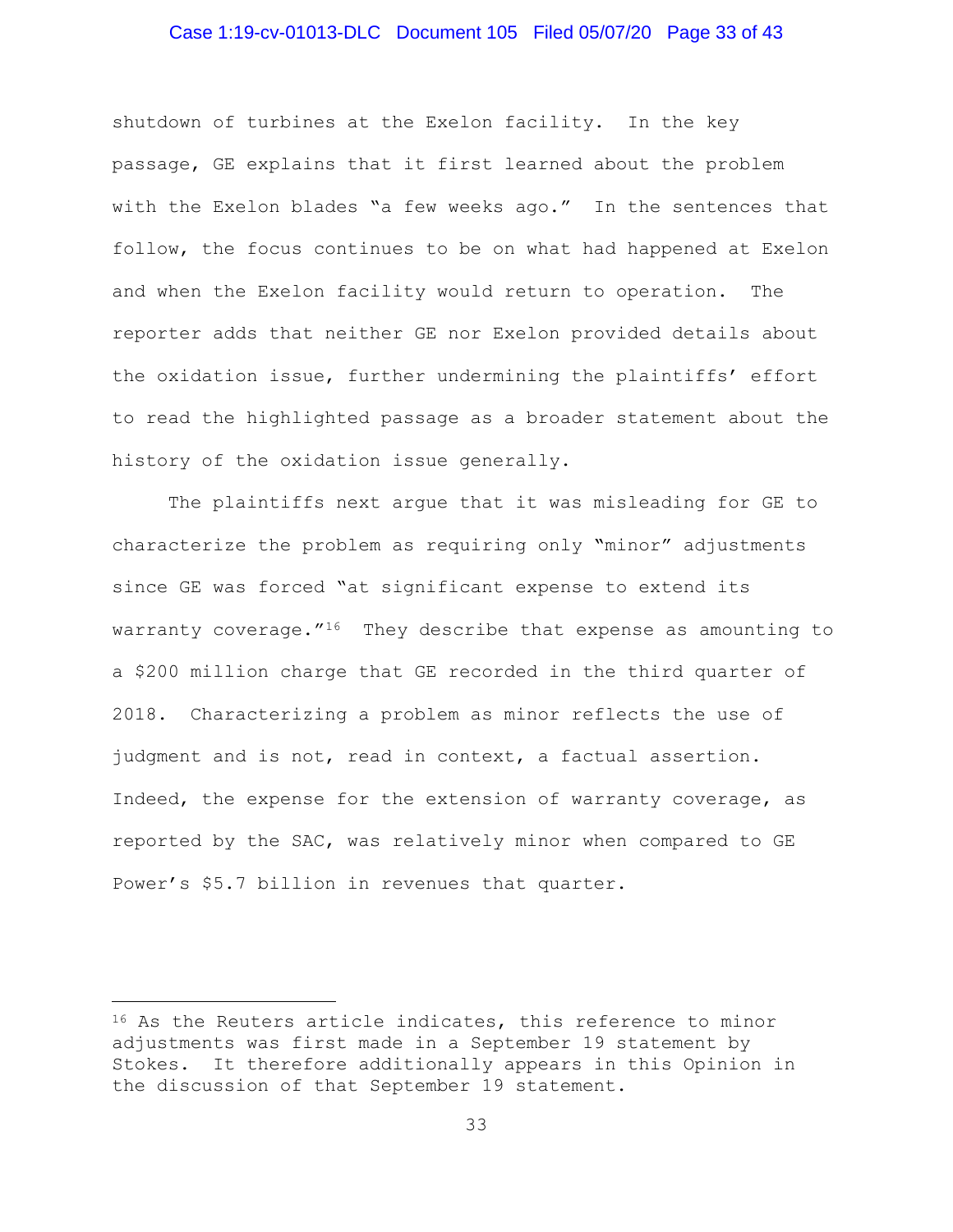shutdown of turbines at the Exelon facility. In the key passage, GE explains that it first learned about the problem with the Exelon blades "a few weeks ago." In the sentences that follow, the focus continues to be on what had happened at Exelon and when the Exelon facility would return to operation. The reporter adds that neither GE nor Exelon provided details about the oxidation issue, further undermining the plaintiffs' effort to read the highlighted passage as a broader statement about the history of the oxidation issue generally.

The plaintiffs next argue that it was misleading for GE to characterize the problem as requiring only "minor" adjustments since GE was forced "at significant expense to extend its warranty coverage."[16] They describe that expense as amounting to a $200 million charge that GE recorded in the third quarter of 2018. Characterizing a problem as minor reflects the use of judgment and is not, read in context, a factual assertion. Indeed, the expense for the extension of warranty coverage, as reported by the SAC, was relatively minor when compared to GE Power's $5.7 billion in revenues that quarter.

---

[16] As the Reuters article indicates, this reference to minor adjustments was first made in a September 19 statement by Stokes. It therefore additionally appears in this Opinion in the discussion of that September 19 statement.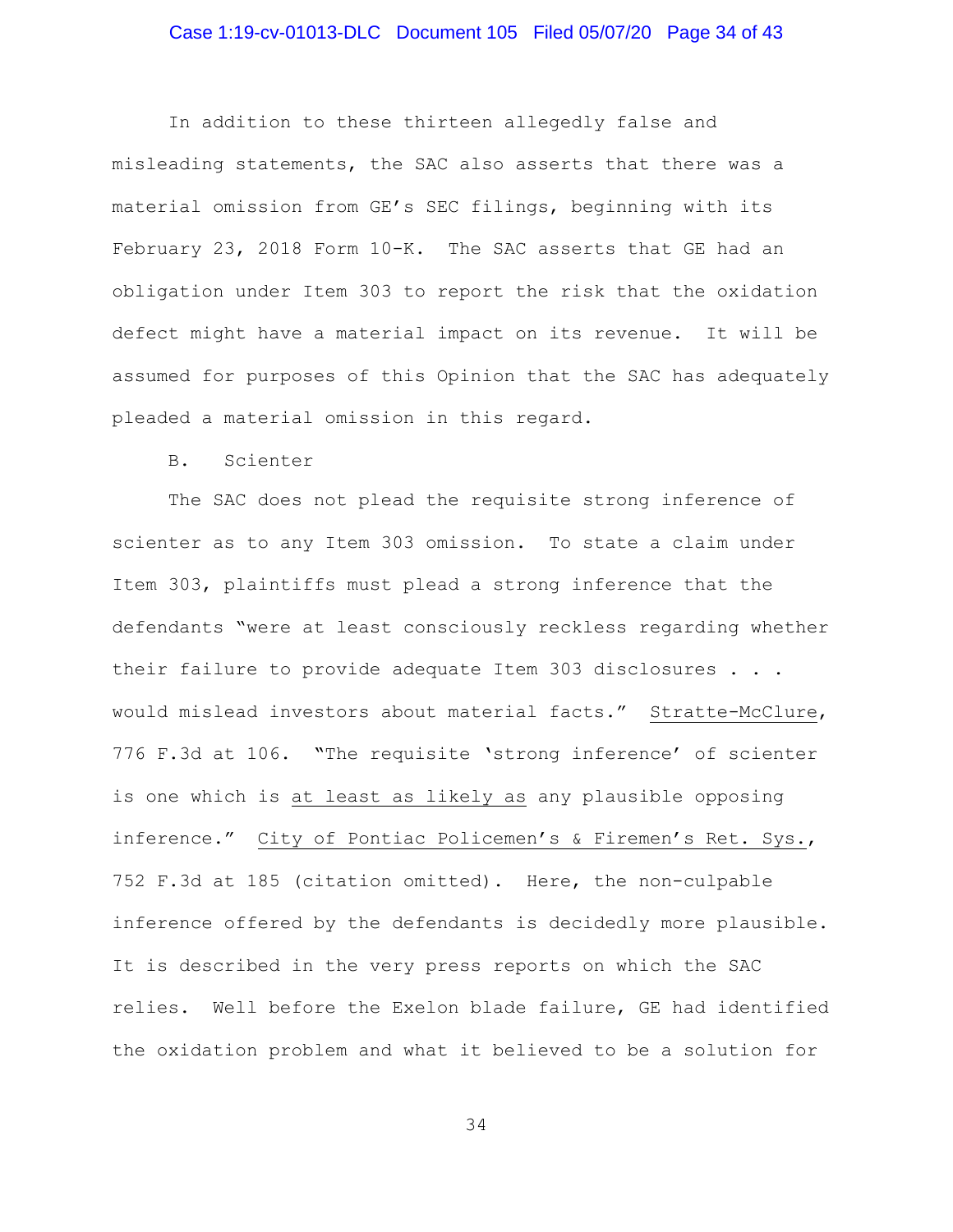In addition to these thirteen allegedly false and misleading statements, the SAC also asserts that there was a material omission from GE's SEC filings, beginning with its February 23, 2018 Form 10-K. The SAC asserts that GE had an obligation under Item 303 to report the risk that the oxidation defect might have a material impact on its revenue. It will be assumed for purposes of this Opinion that the SAC has adequately pleaded a material omission in this regard.

B. Scienter

The SAC does not plead the requisite strong inference of scienter as to any Item 303 omission. To state a claim under Item 303, plaintiffs must plead a strong inference that the defendants "were at least consciously reckless regarding whether their failure to provide adequate Item 303 disclosures . . . would mislead investors about material facts." Stratte-McClure, 776 F.3d at 106. "The requisite 'strong inference' of scienter is one which is at least as likely as any plausible opposing inference." City of Pontiac Policemen's & Firemen's Ret. Sys., 752 F.3d at 185 (citation omitted). Here, the non-culpable inference offered by the defendants is decidedly more plausible. It is described in the very press reports on which the SAC relies. Well before the Exelon blade failure, GE had identified the oxidation problem and what it believed to be a solution for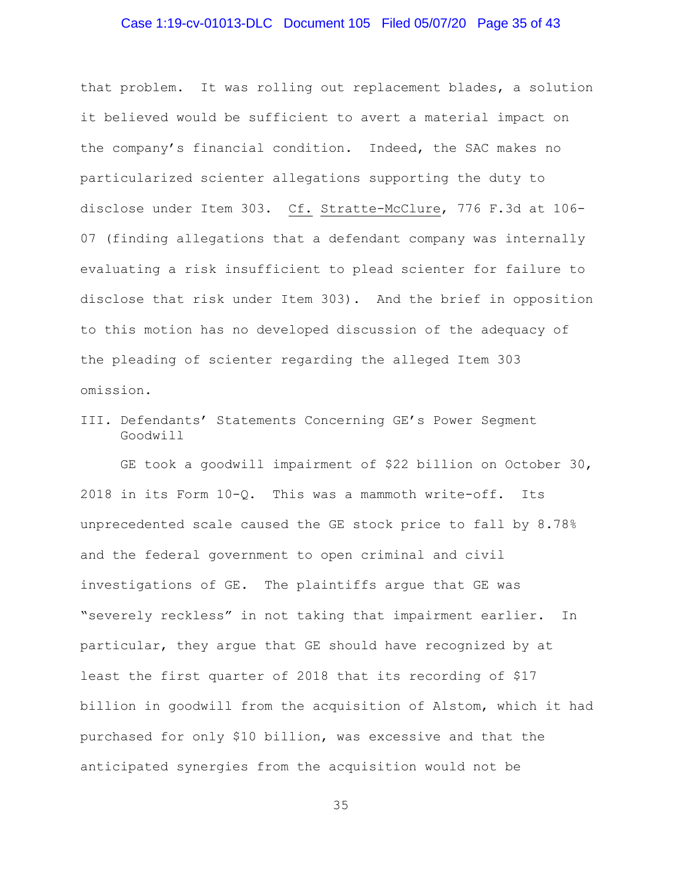that problem. It was rolling out replacement blades, a solution it believed would be sufficient to avert a material impact on the company's financial condition. Indeed, the SAC makes no particularized scienter allegations supporting the duty to disclose under Item 303. Cf. Stratte-McClure, 776 F.3d at 106-07 (finding allegations that a defendant company was internally evaluating a risk insufficient to plead scienter for failure to disclose that risk under Item 303). And the brief in opposition to this motion has no developed discussion of the adequacy of the pleading of scienter regarding the alleged Item 303 omission.

## III. Defendants' Statements Concerning GE's Power Segment Goodwill

GE took a goodwill impairment of $22 billion on October 30, 2018 in its Form 10-Q. This was a mammoth write-off. Its unprecedented scale caused the GE stock price to fall by 8.78% and the federal government to open criminal and civil investigations of GE. The plaintiffs argue that GE was "severely reckless" in not taking that impairment earlier. In particular, they argue that GE should have recognized by at least the first quarter of 2018 that its recording of $17 billion in goodwill from the acquisition of Alstom, which it had purchased for only $10 billion, was excessive and that the anticipated synergies from the acquisition would not be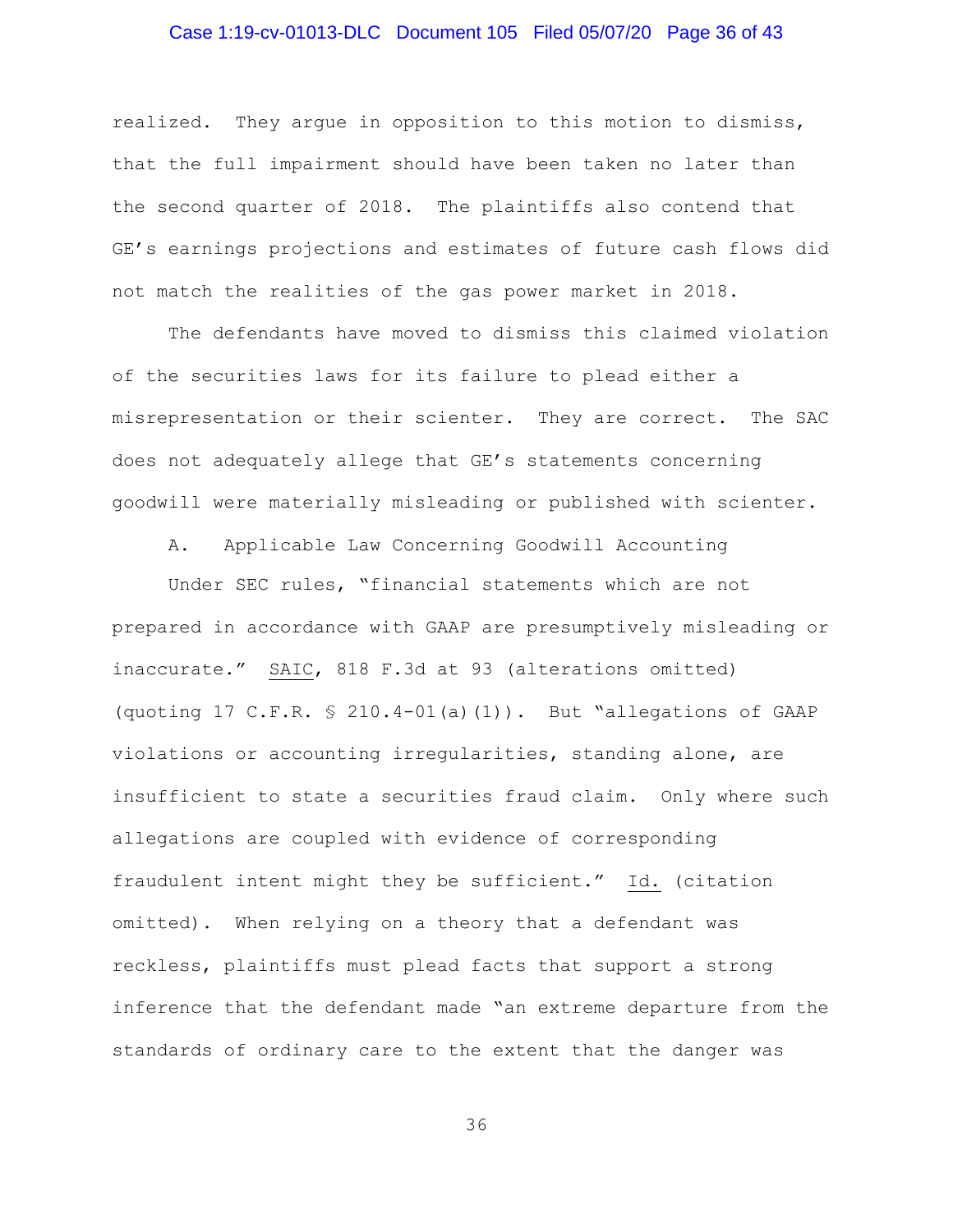realized. They argue in opposition to this motion to dismiss, that the full impairment should have been taken no later than the second quarter of 2018. The plaintiffs also contend that GE's earnings projections and estimates of future cash flows did not match the realities of the gas power market in 2018.

The defendants have moved to dismiss this claimed violation of the securities laws for its failure to plead either a misrepresentation or their scienter. They are correct. The SAC does not adequately allege that GE's statements concerning goodwill were materially misleading or published with scienter.

A. Applicable Law Concerning Goodwill Accounting

Under SEC rules, "financial statements which are not prepared in accordance with GAAP are presumptively misleading or inaccurate." SAIC, 818 F.3d at 93 (alterations omitted) (quoting 17 C.F.R. § 210.4-01(a)(1)). But "allegations of GAAP violations or accounting irregularities, standing alone, are insufficient to state a securities fraud claim. Only where such allegations are coupled with evidence of corresponding fraudulent intent might they be sufficient." Id. (citation omitted). When relying on a theory that a defendant was reckless, plaintiffs must plead facts that support a strong inference that the defendant made "an extreme departure from the standards of ordinary care to the extent that the danger was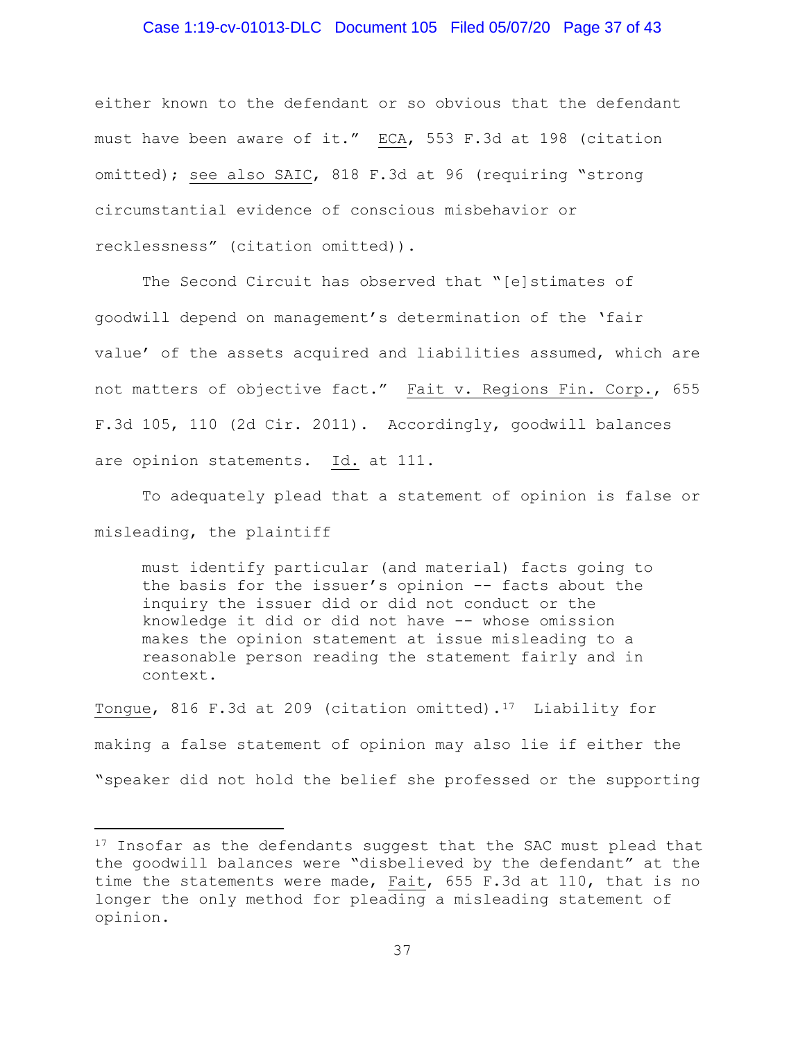either known to the defendant or so obvious that the defendant must have been aware of it." ECA, 553 F.3d at 198 (citation omitted); see also SAIC, 818 F.3d at 96 (requiring "strong circumstantial evidence of conscious misbehavior or recklessness" (citation omitted)).

The Second Circuit has observed that "[e]stimates of goodwill depend on management's determination of the 'fair value' of the assets acquired and liabilities assumed, which are not matters of objective fact." Fait v. Regions Fin. Corp., 655 F.3d 105, 110 (2d Cir. 2011). Accordingly, goodwill balances are opinion statements. Id. at 111.

To adequately plead that a statement of opinion is false or misleading, the plaintiff

> must identify particular (and material) facts going to the basis for the issuer's opinion -- facts about the inquiry the issuer did or did not conduct or the knowledge it did or did not have -- whose omission makes the opinion statement at issue misleading to a reasonable person reading the statement fairly and in context.

Tongue, 816 F.3d at 209 (citation omitted).[17] Liability for making a false statement of opinion may also lie if either the "speaker did not hold the belief she professed or the supporting

---

[17] Insofar as the defendants suggest that the SAC must plead that the goodwill balances were "disbelieved by the defendant" at the time the statements were made, Fait, 655 F.3d at 110, that is no longer the only method for pleading a misleading statement of opinion.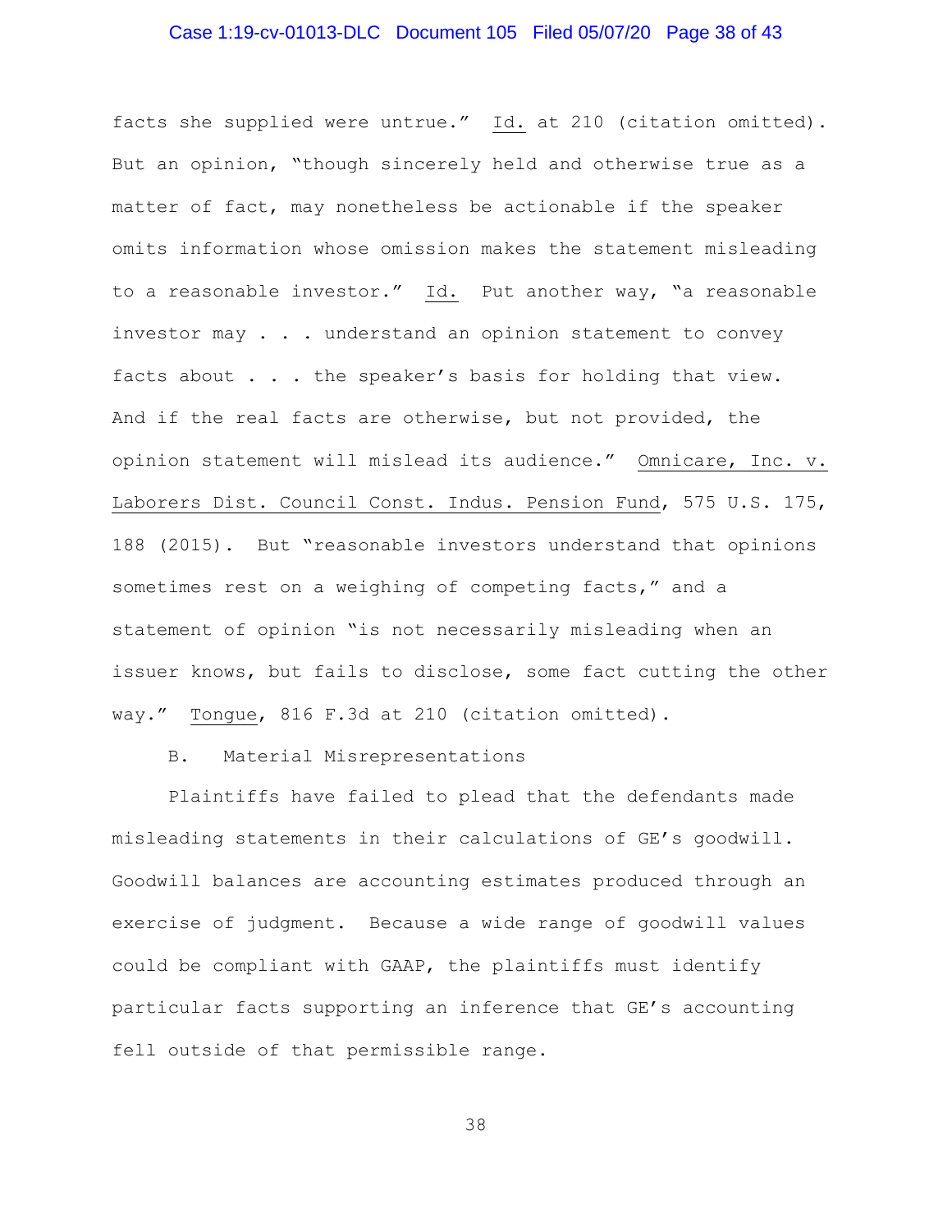facts she supplied were untrue." Id. at 210 (citation omitted). But an opinion, "though sincerely held and otherwise true as a matter of fact, may nonetheless be actionable if the speaker omits information whose omission makes the statement misleading to a reasonable investor." Id. Put another way, "a reasonable investor may . . . understand an opinion statement to convey facts about . . . the speaker's basis for holding that view. And if the real facts are otherwise, but not provided, the opinion statement will mislead its audience." Omnicare, Inc. v. Laborers Dist. Council Const. Indus. Pension Fund, 575 U.S. 175, 188 (2015). But "reasonable investors understand that opinions sometimes rest on a weighing of competing facts," and a statement of opinion "is not necessarily misleading when an issuer knows, but fails to disclose, some fact cutting the other way." Tongue, 816 F.3d at 210 (citation omitted).

B. Material Misrepresentations

Plaintiffs have failed to plead that the defendants made misleading statements in their calculations of GE's goodwill. Goodwill balances are accounting estimates produced through an exercise of judgment. Because a wide range of goodwill values could be compliant with GAAP, the plaintiffs must identify particular facts supporting an inference that GE's accounting fell outside of that permissible range.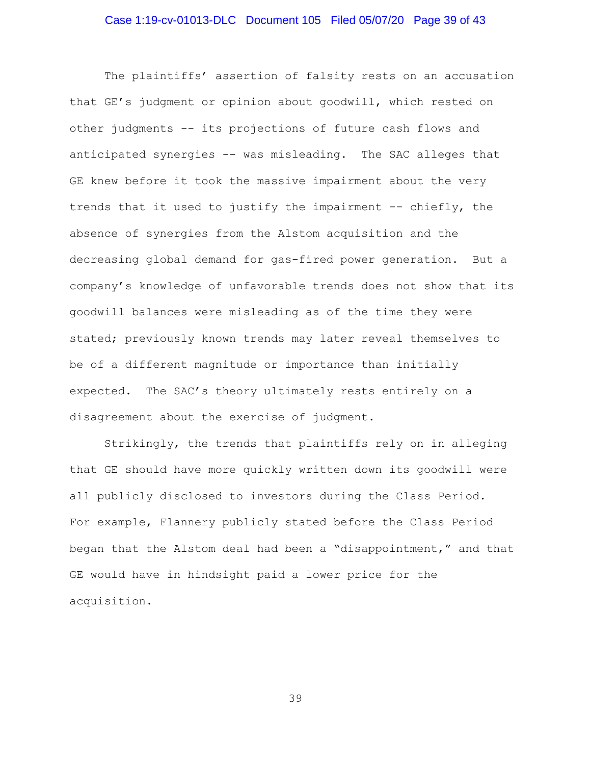The plaintiffs' assertion of falsity rests on an accusation that GE's judgment or opinion about goodwill, which rested on other judgments -- its projections of future cash flows and anticipated synergies -- was misleading. The SAC alleges that GE knew before it took the massive impairment about the very trends that it used to justify the impairment -- chiefly, the absence of synergies from the Alstom acquisition and the decreasing global demand for gas-fired power generation. But a company's knowledge of unfavorable trends does not show that its goodwill balances were misleading as of the time they were stated; previously known trends may later reveal themselves to be of a different magnitude or importance than initially expected. The SAC's theory ultimately rests entirely on a disagreement about the exercise of judgment.

Strikingly, the trends that plaintiffs rely on in alleging that GE should have more quickly written down its goodwill were all publicly disclosed to investors during the Class Period. For example, Flannery publicly stated before the Class Period began that the Alstom deal had been a "disappointment," and that GE would have in hindsight paid a lower price for the acquisition.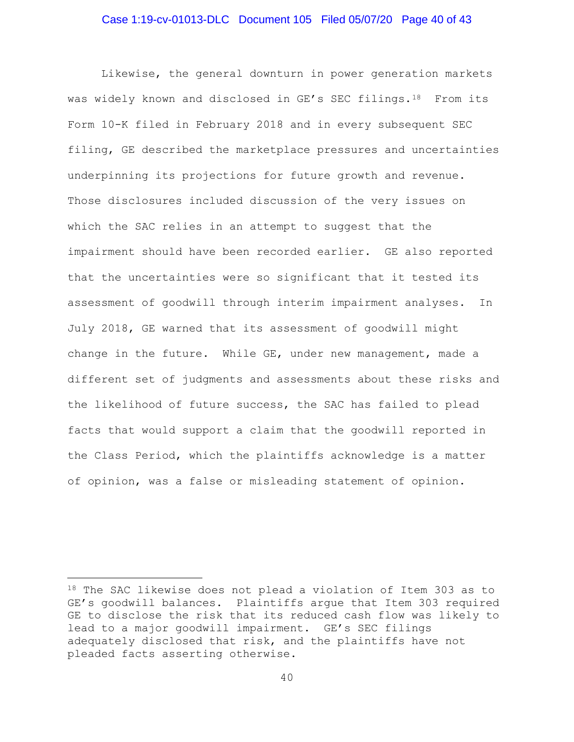Likewise, the general downturn in power generation markets was widely known and disclosed in GE's SEC filings.[18] From its Form 10-K filed in February 2018 and in every subsequent SEC filing, GE described the marketplace pressures and uncertainties underpinning its projections for future growth and revenue. Those disclosures included discussion of the very issues on which the SAC relies in an attempt to suggest that the impairment should have been recorded earlier. GE also reported that the uncertainties were so significant that it tested its assessment of goodwill through interim impairment analyses. In July 2018, GE warned that its assessment of goodwill might change in the future. While GE, under new management, made a different set of judgments and assessments about these risks and the likelihood of future success, the SAC has failed to plead facts that would support a claim that the goodwill reported in the Class Period, which the plaintiffs acknowledge is a matter of opinion, was a false or misleading statement of opinion.

---

[18] The SAC likewise does not plead a violation of Item 303 as to GE's goodwill balances. Plaintiffs argue that Item 303 required GE to disclose the risk that its reduced cash flow was likely to lead to a major goodwill impairment. GE's SEC filings adequately disclosed that risk, and the plaintiffs have not pleaded facts asserting otherwise.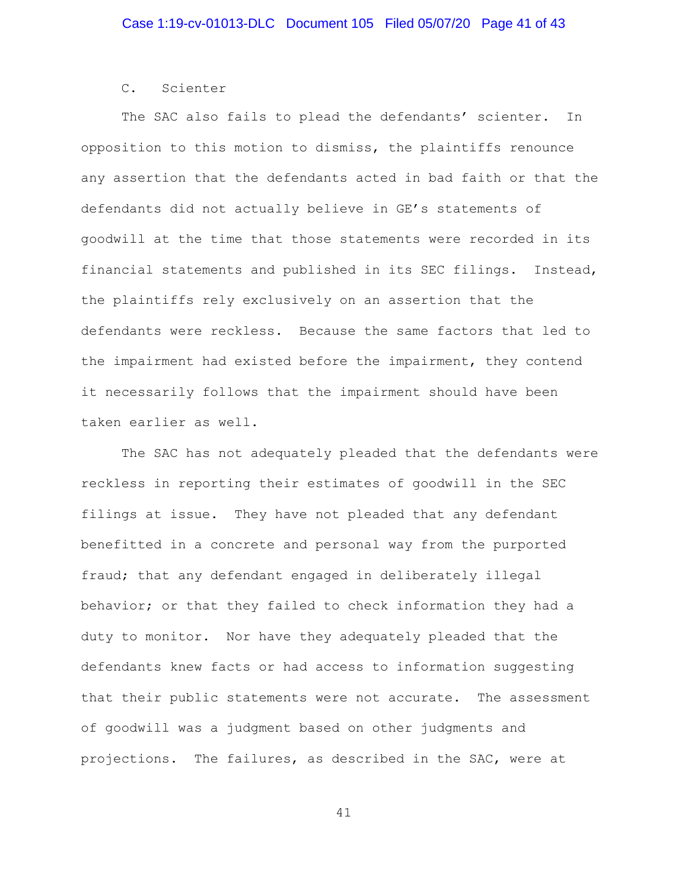### C. Scienter

The SAC also fails to plead the defendants' scienter. In opposition to this motion to dismiss, the plaintiffs renounce any assertion that the defendants acted in bad faith or that the defendants did not actually believe in GE's statements of goodwill at the time that those statements were recorded in its financial statements and published in its SEC filings. Instead, the plaintiffs rely exclusively on an assertion that the defendants were reckless. Because the same factors that led to the impairment had existed before the impairment, they contend it necessarily follows that the impairment should have been taken earlier as well.

The SAC has not adequately pleaded that the defendants were reckless in reporting their estimates of goodwill in the SEC filings at issue. They have not pleaded that any defendant benefitted in a concrete and personal way from the purported fraud; that any defendant engaged in deliberately illegal behavior; or that they failed to check information they had a duty to monitor. Nor have they adequately pleaded that the defendants knew facts or had access to information suggesting that their public statements were not accurate. The assessment of goodwill was a judgment based on other judgments and projections. The failures, as described in the SAC, were at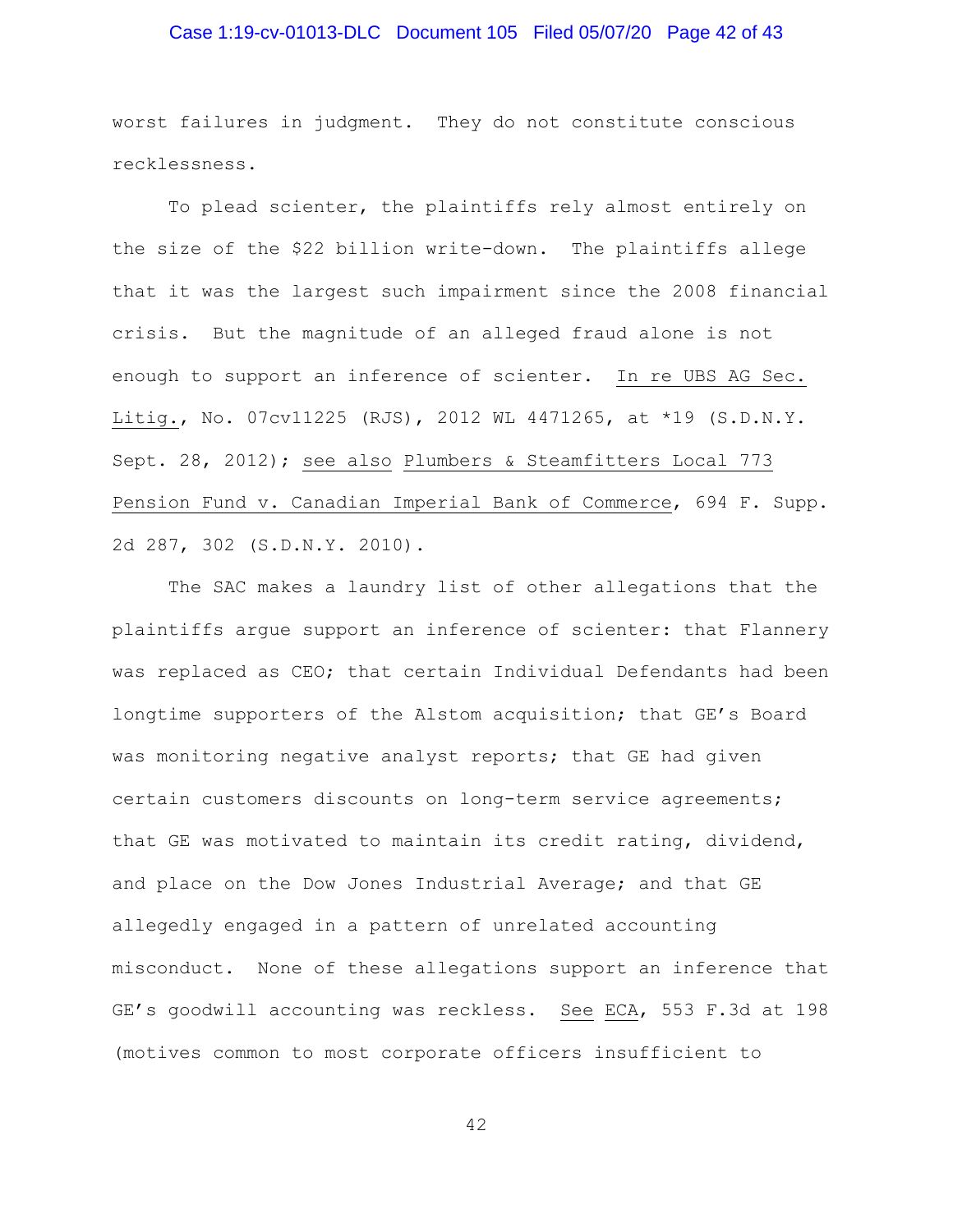worst failures in judgment. They do not constitute conscious recklessness.

To plead scienter, the plaintiffs rely almost entirely on the size of the $22 billion write-down. The plaintiffs allege that it was the largest such impairment since the 2008 financial crisis. But the magnitude of an alleged fraud alone is not enough to support an inference of scienter. In re UBS AG Sec. Litig., No. 07cv11225 (RJS), 2012 WL 4471265, at *19 (S.D.N.Y. Sept. 28, 2012); see also Plumbers & Steamfitters Local 773 Pension Fund v. Canadian Imperial Bank of Commerce, 694 F. Supp. 2d 287, 302 (S.D.N.Y. 2010).

The SAC makes a laundry list of other allegations that the plaintiffs argue support an inference of scienter: that Flannery was replaced as CEO; that certain Individual Defendants had been longtime supporters of the Alstom acquisition; that GE's Board was monitoring negative analyst reports; that GE had given certain customers discounts on long-term service agreements; that GE was motivated to maintain its credit rating, dividend, and place on the Dow Jones Industrial Average; and that GE allegedly engaged in a pattern of unrelated accounting misconduct. None of these allegations support an inference that GE's goodwill accounting was reckless. See ECA, 553 F.3d at 198 (motives common to most corporate officers insufficient to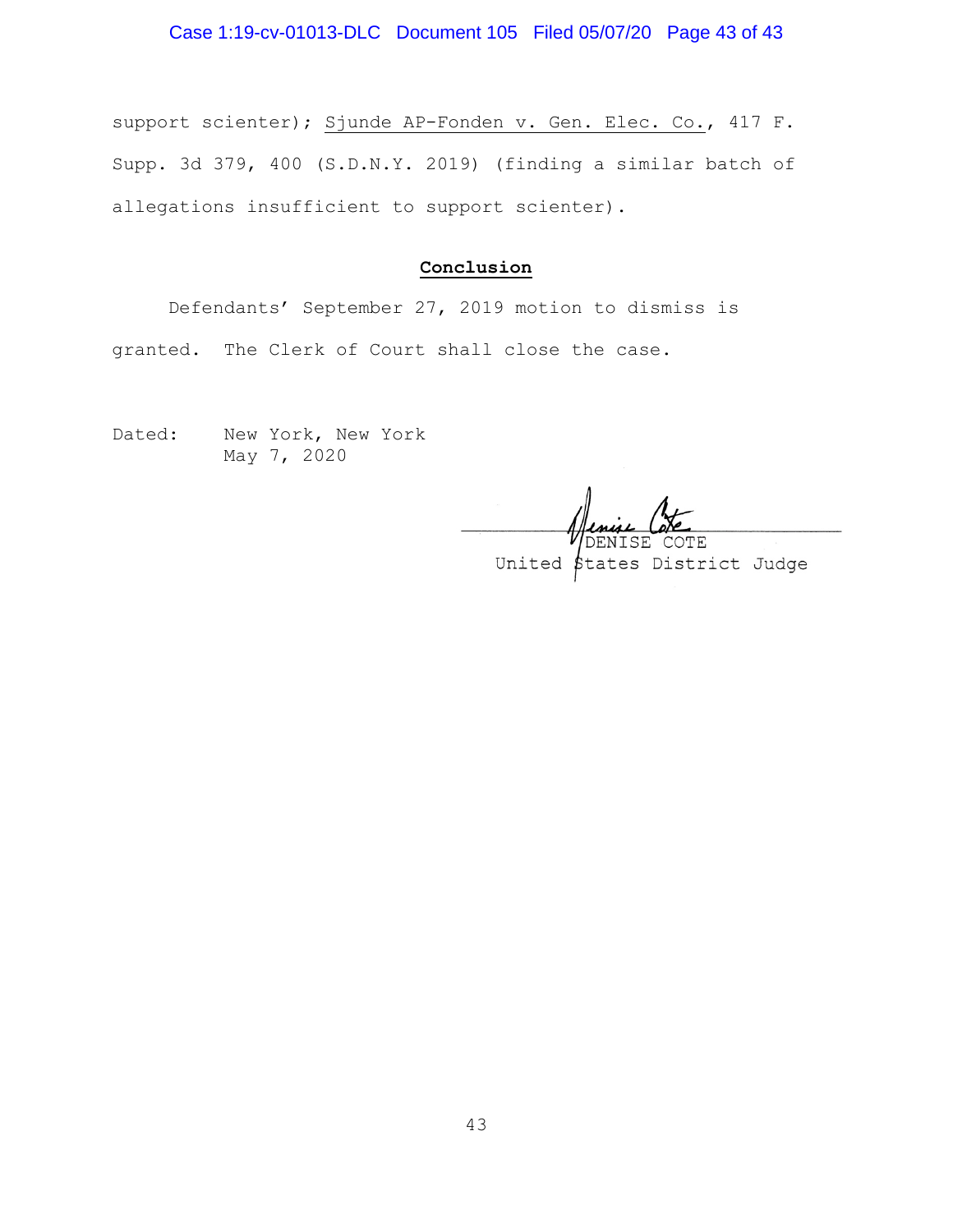support scienter); Sjunde AP-Fonden v. Gen. Elec. Co., 417 F. Supp. 3d 379, 400 (S.D.N.Y. 2019) (finding a similar batch of allegations insufficient to support scienter).

## Conclusion

Defendants' September 27, 2019 motion to dismiss is granted. The Clerk of Court shall close the case.

Dated: New York, New York
May 7, 2020

DENISE COTE
United States District Judge